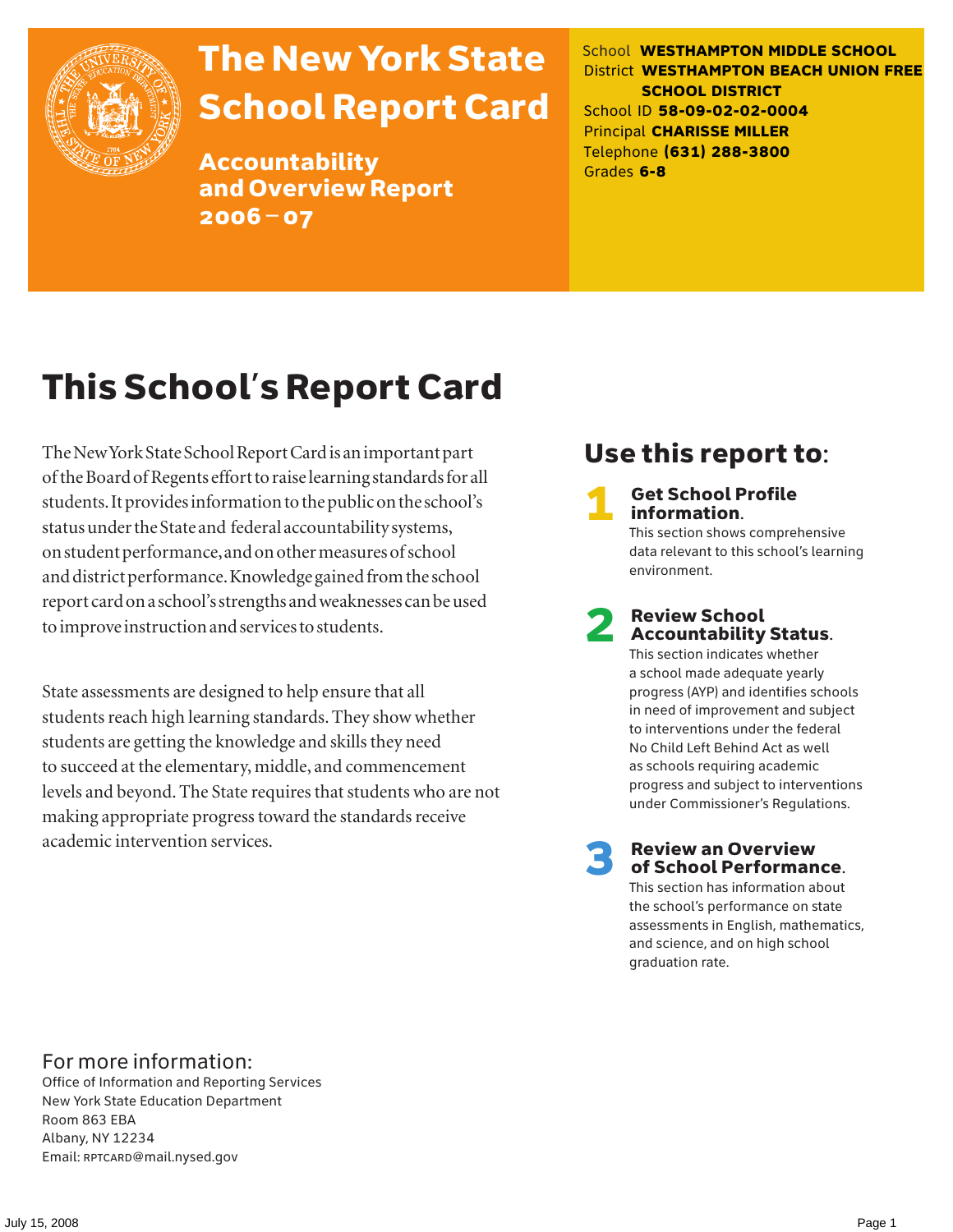# The New York State School Report Card

## Accountability and Overview Report 2006 – 07

School **WESTHAMPTON MIDDLE SCHOOL**
District **WESTHAMPTON BEACH UNION FREE SCHOOL DISTRICT**
School ID **58-09-02-02-0004**
Principal **CHARISSE MILLER**
Telephone **(631) 288-3800**
Grades **6-8**

# This School's Report Card

The New York State School Report Card is an important part of the Board of Regents effort to raise learning standards for all students. It provides information to the public on the school's status under the State and federal accountability systems, on student performance, and on other measures of school and district performance. Knowledge gained from the school report card on a school's strengths and weaknesses can be used to improve instruction and services to students.

State assessments are designed to help ensure that all students reach high learning standards. They show whether students are getting the knowledge and skills they need to succeed at the elementary, middle, and commencement levels and beyond. The State requires that students who are not making appropriate progress toward the standards receive academic intervention services.

## Use this report to:

**1 Get School Profile information.**
This section shows comprehensive data relevant to this school's learning environment.

**2 Review School Accountability Status.**
This section indicates whether a school made adequate yearly progress (AYP) and identifies schools in need of improvement and subject to interventions under the federal No Child Left Behind Act as well as schools requiring academic progress and subject to interventions under Commissioner's Regulations.

**3 Review an Overview of School Performance.**
This section has information about the school's performance on state assessments in English, mathematics, and science, and on high school graduation rate.

## For more information:

Office of Information and Reporting Services
New York State Education Department
Room 863 EBA
Albany, NY 12234
Email: RPTCARD@mail.nysed.gov

July 15, 2008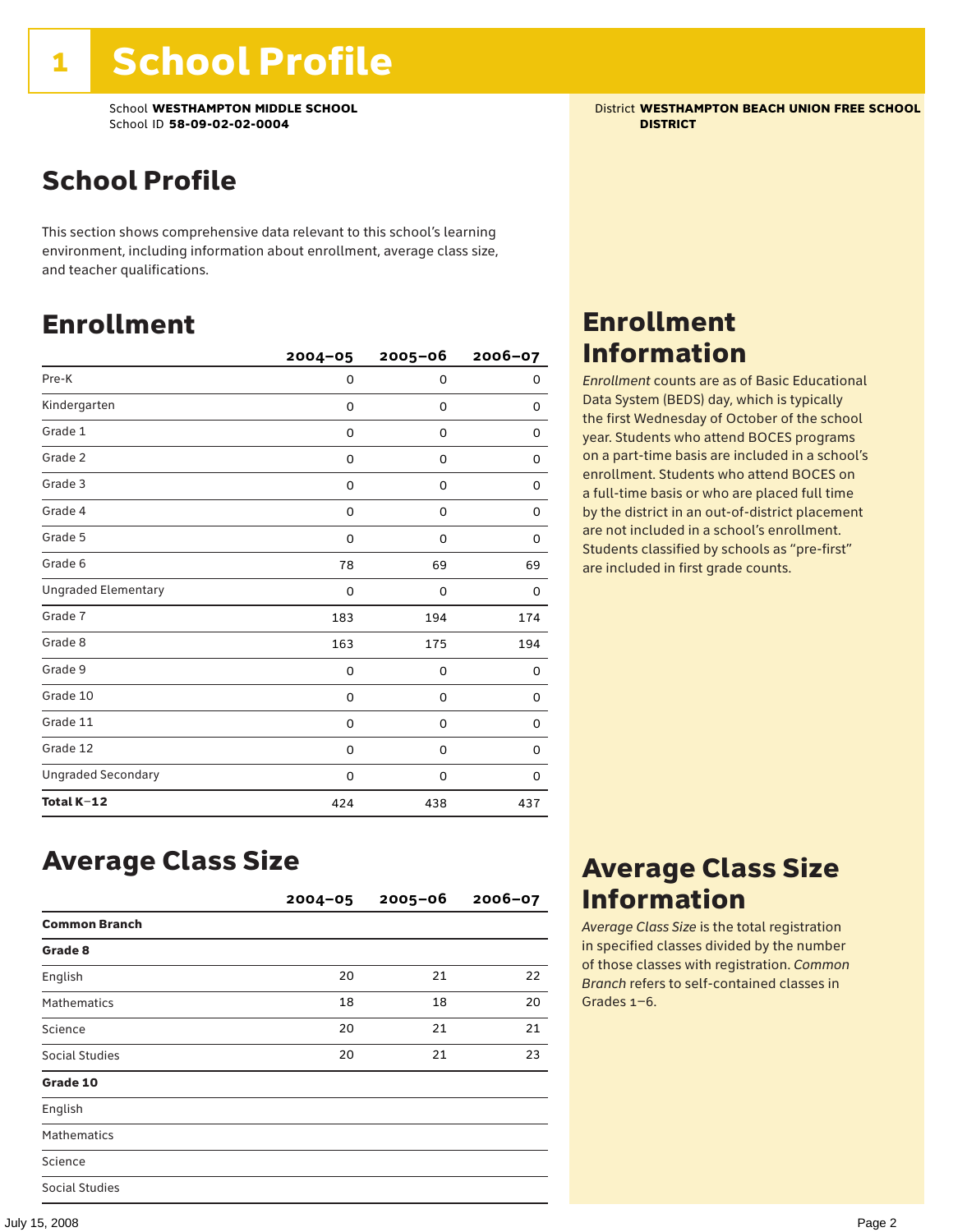# 1 School Profile

School **WESTHAMPTON MIDDLE SCHOOL**
School ID **58-09-02-02-0004**

District **WESTHAMPTON BEACH UNION FREE SCHOOL DISTRICT**

## School Profile

This section shows comprehensive data relevant to this school's learning environment, including information about enrollment, average class size, and teacher qualifications.

## Enrollment

| | 2004–05 | 2005–06 | 2006–07 |
|---|---|---|---|
| Pre-K | 0 | 0 | 0 |
| Kindergarten | 0 | 0 | 0 |
| Grade 1 | 0 | 0 | 0 |
| Grade 2 | 0 | 0 | 0 |
| Grade 3 | 0 | 0 | 0 |
| Grade 4 | 0 | 0 | 0 |
| Grade 5 | 0 | 0 | 0 |
| Grade 6 | 78 | 69 | 69 |
| Ungraded Elementary | 0 | 0 | 0 |
| Grade 7 | 183 | 194 | 174 |
| Grade 8 | 163 | 175 | 194 |
| Grade 9 | 0 | 0 | 0 |
| Grade 10 | 0 | 0 | 0 |
| Grade 11 | 0 | 0 | 0 |
| Grade 12 | 0 | 0 | 0 |
| Ungraded Secondary | 0 | 0 | 0 |
| **Total K–12** | 424 | 438 | 437 |

## Enrollment Information

*Enrollment* counts are as of Basic Educational Data System (BEDS) day, which is typically the first Wednesday of October of the school year. Students who attend BOCES programs on a part-time basis are included in a school's enrollment. Students who attend BOCES on a full-time basis or who are placed full time by the district in an out-of-district placement are not included in a school's enrollment. Students classified by schools as "pre-first" are included in first grade counts.

## Average Class Size

| | 2004–05 | 2005–06 | 2006–07 |
|---|---|---|---|
| **Common Branch** | | | |
| **Grade 8** | | | |
| English | 20 | 21 | 22 |
| Mathematics | 18 | 18 | 20 |
| Science | 20 | 21 | 21 |
| Social Studies | 20 | 21 | 23 |
| **Grade 10** | | | |
| English | | | |
| Mathematics | | | |
| Science | | | |
| Social Studies | | | |

## Average Class Size Information

*Average Class Size* is the total registration in specified classes divided by the number of those classes with registration. *Common Branch* refers to self-contained classes in Grades 1–6.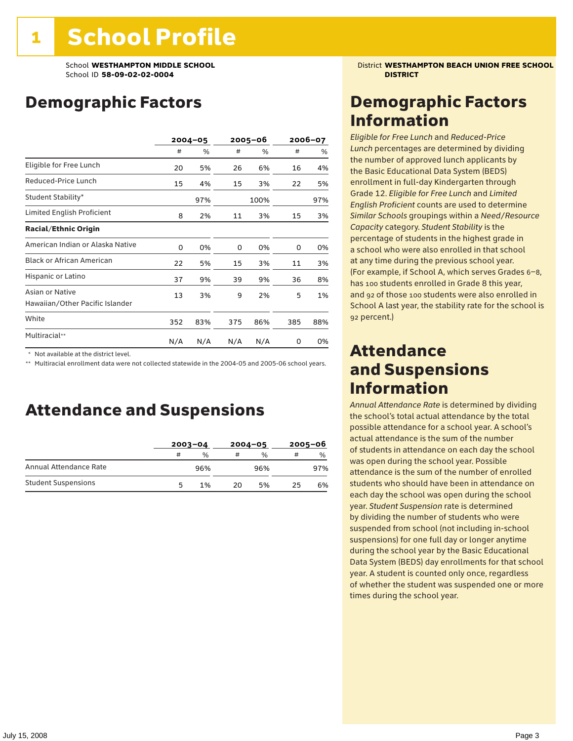# 1 School Profile

School **WESTHAMPTON MIDDLE SCHOOL**
School ID **58-09-02-02-0004**

District **WESTHAMPTON BEACH UNION FREE SCHOOL DISTRICT**

## Demographic Factors

| | 2004–05 | | 2005–06 | | 2006–07 | |
|---|---|---|---|---|---|---|
| | # | % | # | % | # | % |
| Eligible for Free Lunch | 20 | 5% | 26 | 6% | 16 | 4% |
| Reduced-Price Lunch | 15 | 4% | 15 | 3% | 22 | 5% |
| Student Stability* | | 97% | | 100% | | 97% |
| Limited English Proficient | 8 | 2% | 11 | 3% | 15 | 3% |
| **Racial/Ethnic Origin** | | | | | | |
| American Indian or Alaska Native | 0 | 0% | 0 | 0% | 0 | 0% |
| Black or African American | 22 | 5% | 15 | 3% | 11 | 3% |
| Hispanic or Latino | 37 | 9% | 39 | 9% | 36 | 8% |
| Asian or Native Hawaiian/Other Pacific Islander | 13 | 3% | 9 | 2% | 5 | 1% |
| White | 352 | 83% | 375 | 86% | 385 | 88% |
| Multiracial** | N/A | N/A | N/A | N/A | 0 | 0% |

\* Not available at the district level.
** Multiracial enrollment data were not collected statewide in the 2004-05 and 2005-06 school years.

## Attendance and Suspensions

| | 2003–04 | | 2004–05 | | 2005–06 | |
|---|---|---|---|---|---|---|
| | # | % | # | % | # | % |
| Annual Attendance Rate | | 96% | | 96% | | 97% |
| Student Suspensions | 5 | 1% | 20 | 5% | 25 | 6% |

## Demographic Factors Information

*Eligible for Free Lunch* and *Reduced-Price Lunch* percentages are determined by dividing the number of approved lunch applicants by the Basic Educational Data System (BEDS) enrollment in full-day Kindergarten through Grade 12. *Eligible for Free Lunch* and *Limited English Proficient* counts are used to determine *Similar Schools* groupings within a *Need/Resource Capacity* category. *Student Stability* is the percentage of students in the highest grade in a school who were also enrolled in that school at any time during the previous school year. (For example, if School A, which serves Grades 6–8, has 100 students enrolled in Grade 8 this year, and 92 of those 100 students were also enrolled in School A last year, the stability rate for the school is 92 percent.)

## Attendance and Suspensions Information

*Annual Attendance Rate* is determined by dividing the school's total actual attendance by the total possible attendance for a school year. A school's actual attendance is the sum of the number of students in attendance on each day the school was open during the school year. Possible attendance is the sum of the number of enrolled students who should have been in attendance on each day the school was open during the school year. *Student Suspension* rate is determined by dividing the number of students who were suspended from school (not including in-school suspensions) for one full day or longer anytime during the school year by the Basic Educational Data System (BEDS) day enrollments for that school year. A student is counted only once, regardless of whether the student was suspended one or more times during the school year.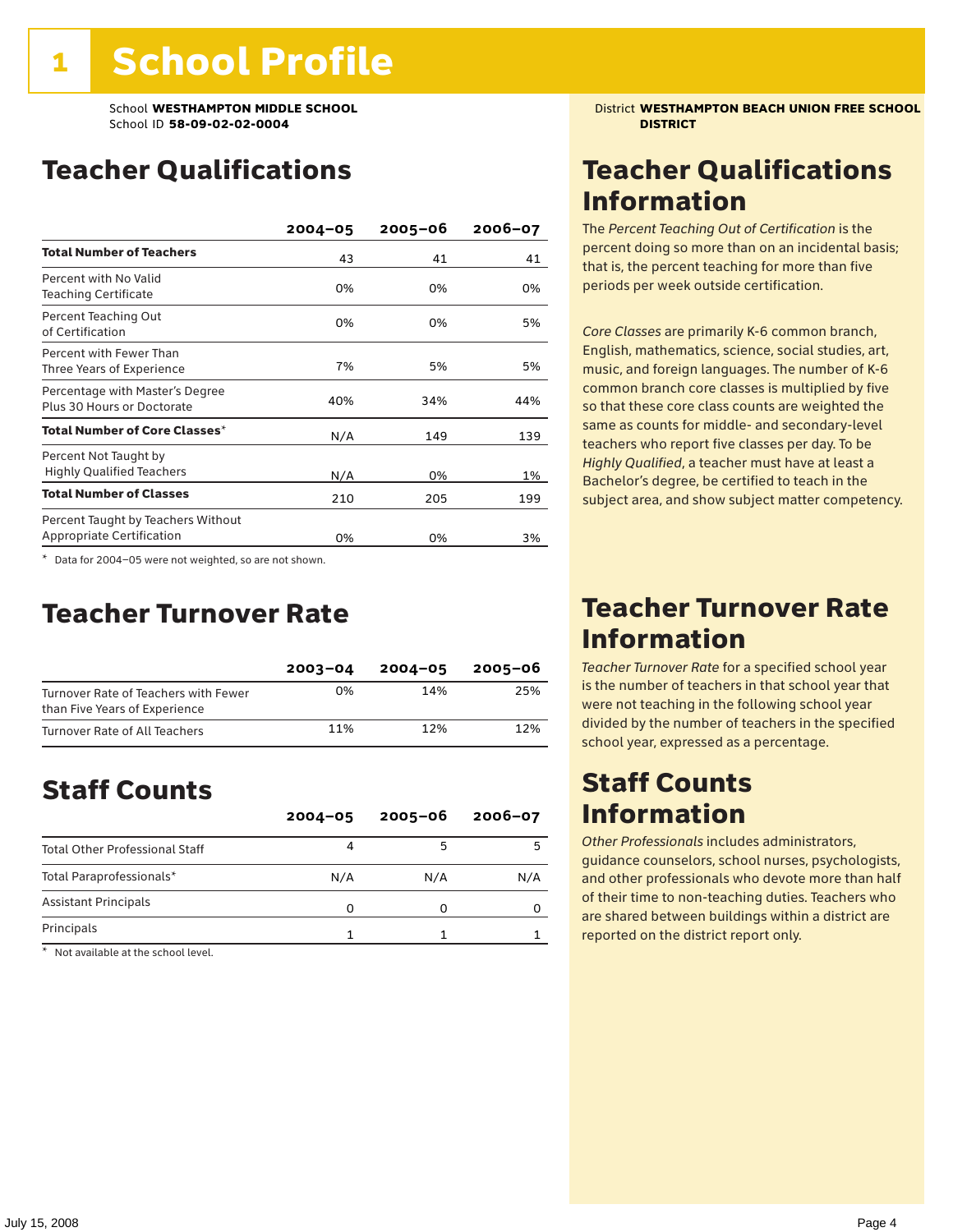# 1 School Profile

School **WESTHAMPTON MIDDLE SCHOOL**
School ID **58-09-02-02-0004**

District **WESTHAMPTON BEACH UNION FREE SCHOOL DISTRICT**

## Teacher Qualifications

| | 2004–05 | 2005–06 | 2006–07 |
|---|---|---|---|
| **Total Number of Teachers** | 43 | 41 | 41 |
| Percent with No Valid Teaching Certificate | 0% | 0% | 0% |
| Percent Teaching Out of Certification | 0% | 0% | 5% |
| Percent with Fewer Than Three Years of Experience | 7% | 5% | 5% |
| Percentage with Master's Degree Plus 30 Hours or Doctorate | 40% | 34% | 44% |
| **Total Number of Core Classes*** | N/A | 149 | 139 |
| Percent Not Taught by Highly Qualified Teachers | N/A | 0% | 1% |
| **Total Number of Classes** | 210 | 205 | 199 |
| Percent Taught by Teachers Without Appropriate Certification | 0% | 0% | 3% |

* Data for 2004–05 were not weighted, so are not shown.

## Teacher Qualifications Information

The *Percent Teaching Out of Certification* is the percent doing so more than on an incidental basis; that is, the percent teaching for more than five periods per week outside certification.

*Core Classes* are primarily K-6 common branch, English, mathematics, science, social studies, art, music, and foreign languages. The number of K-6 common branch core classes is multiplied by five so that these core class counts are weighted the same as counts for middle- and secondary-level teachers who report five classes per day. To be *Highly Qualified*, a teacher must have at least a Bachelor's degree, be certified to teach in the subject area, and show subject matter competency.

## Teacher Turnover Rate

| | 2003–04 | 2004–05 | 2005–06 |
|---|---|---|---|
| Turnover Rate of Teachers with Fewer than Five Years of Experience | 0% | 14% | 25% |
| Turnover Rate of All Teachers | 11% | 12% | 12% |

## Teacher Turnover Rate Information

*Teacher Turnover Rate* for a specified school year is the number of teachers in that school year that were not teaching in the following school year divided by the number of teachers in the specified school year, expressed as a percentage.

## Staff Counts

| | 2004–05 | 2005–06 | 2006–07 |
|---|---|---|---|
| Total Other Professional Staff | 4 | 5 | 5 |
| Total Paraprofessionals* | N/A | N/A | N/A |
| Assistant Principals | 0 | 0 | 0 |
| Principals | 1 | 1 | 1 |

* Not available at the school level.

## Staff Counts Information

*Other Professionals* includes administrators, guidance counselors, school nurses, psychologists, and other professionals who devote more than half of their time to non-teaching duties. Teachers who are shared between buildings within a district are reported on the district report only.

July 15, 2008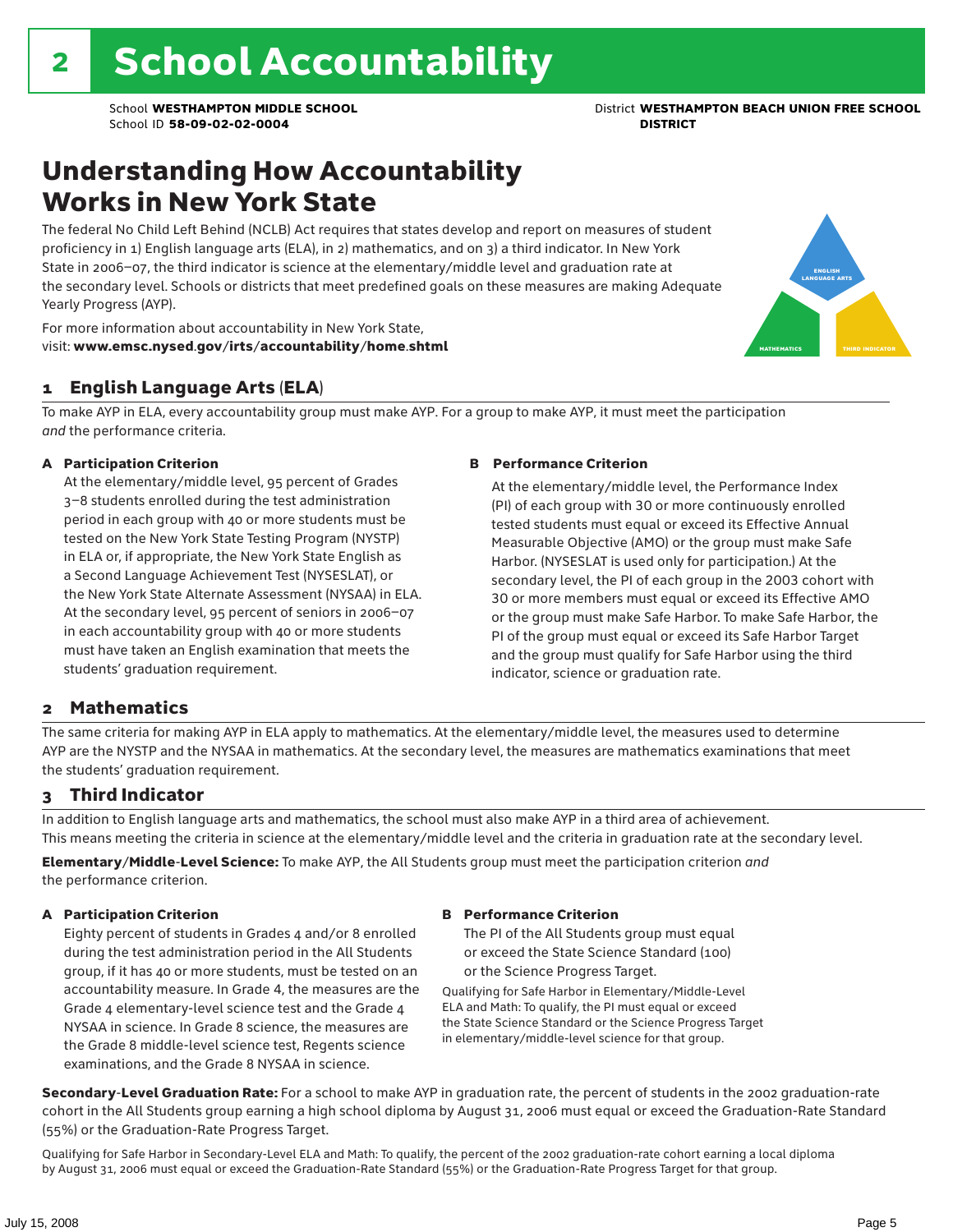# 2 School Accountability

School **WESTHAMPTON MIDDLE SCHOOL**
School ID **58-09-02-02-0004**

District **WESTHAMPTON BEACH UNION FREE SCHOOL DISTRICT**

## Understanding How Accountability Works in New York State

The federal No Child Left Behind (NCLB) Act requires that states develop and report on measures of student proficiency in 1) English language arts (ELA), in 2) mathematics, and on 3) a third indicator. In New York State in 2006–07, the third indicator is science at the elementary/middle level and graduation rate at the secondary level. Schools or districts that meet predefined goals on these measures are making Adequate Yearly Progress (AYP).

For more information about accountability in New York State, visit: **www.emsc.nysed.gov/irts/accountability/home.shtml**

ENGLISH LANGUAGE ARTS
MATHEMATICS
THIRD INDICATOR

### 1 English Language Arts (ELA)

To make AYP in ELA, every accountability group must make AYP. For a group to make AYP, it must meet the participation *and* the performance criteria.

**A Participation Criterion**

At the elementary/middle level, 95 percent of Grades 3–8 students enrolled during the test administration period in each group with 40 or more students must be tested on the New York State Testing Program (NYSTP) in ELA or, if appropriate, the New York State English as a Second Language Achievement Test (NYSESLAT), or the New York State Alternate Assessment (NYSAA) in ELA. At the secondary level, 95 percent of seniors in 2006–07 in each accountability group with 40 or more students must have taken an English examination that meets the students' graduation requirement.

**B Performance Criterion**

At the elementary/middle level, the Performance Index (PI) of each group with 30 or more continuously enrolled tested students must equal or exceed its Effective Annual Measurable Objective (AMO) or the group must make Safe Harbor. (NYSESLAT is used only for participation.) At the secondary level, the PI of each group in the 2003 cohort with 30 or more members must equal or exceed its Effective AMO or the group must make Safe Harbor. To make Safe Harbor, the PI of the group must equal or exceed its Safe Harbor Target and the group must qualify for Safe Harbor using the third indicator, science or graduation rate.

### 2 Mathematics

The same criteria for making AYP in ELA apply to mathematics. At the elementary/middle level, the measures used to determine AYP are the NYSTP and the NYSAA in mathematics. At the secondary level, the measures are mathematics examinations that meet the students' graduation requirement.

### 3 Third Indicator

In addition to English language arts and mathematics, the school must also make AYP in a third area of achievement. This means meeting the criteria in science at the elementary/middle level and the criteria in graduation rate at the secondary level.

**Elementary/Middle-Level Science:** To make AYP, the All Students group must meet the participation criterion *and* the performance criterion.

**A Participation Criterion**

Eighty percent of students in Grades 4 and/or 8 enrolled during the test administration period in the All Students group, if it has 40 or more students, must be tested on an accountability measure. In Grade 4, the measures are the Grade 4 elementary-level science test and the Grade 4 NYSAA in science. In Grade 8 science, the measures are the Grade 8 middle-level science test, Regents science examinations, and the Grade 8 NYSAA in science.

**B Performance Criterion**

The PI of the All Students group must equal or exceed the State Science Standard (100) or the Science Progress Target.

Qualifying for Safe Harbor in Elementary/Middle-Level ELA and Math: To qualify, the PI must equal or exceed the State Science Standard or the Science Progress Target in elementary/middle-level science for that group.

**Secondary-Level Graduation Rate:** For a school to make AYP in graduation rate, the percent of students in the 2002 graduation-rate cohort in the All Students group earning a high school diploma by August 31, 2006 must equal or exceed the Graduation-Rate Standard (55%) or the Graduation-Rate Progress Target.

Qualifying for Safe Harbor in Secondary-Level ELA and Math: To qualify, the percent of the 2002 graduation-rate cohort earning a local diploma by August 31, 2006 must equal or exceed the Graduation-Rate Standard (55%) or the Graduation-Rate Progress Target for that group.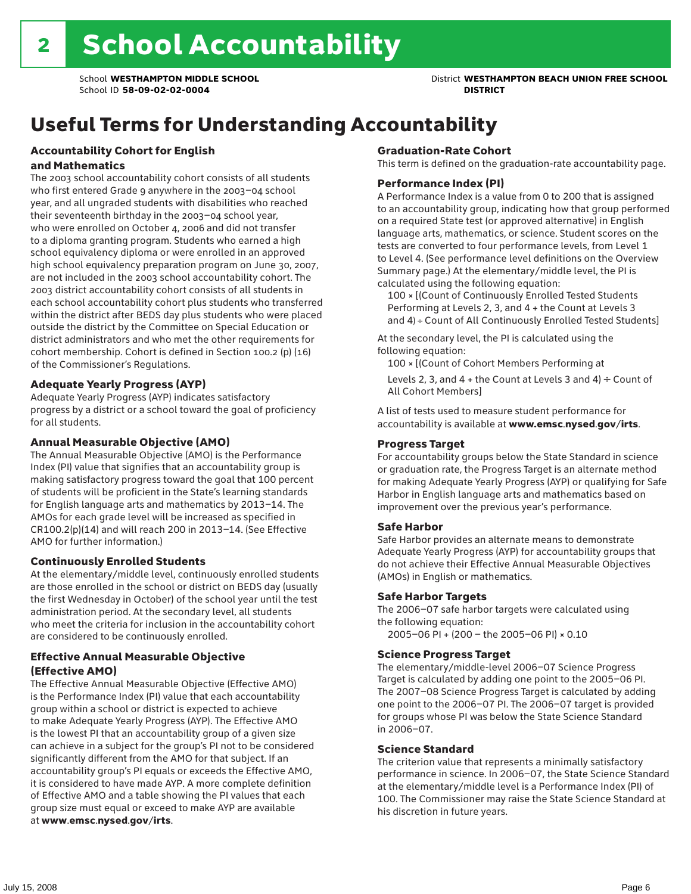# 2 School Accountability

School **WESTHAMPTON MIDDLE SCHOOL**
School ID **58-09-02-02-0004**

District **WESTHAMPTON BEACH UNION FREE SCHOOL DISTRICT**

## Useful Terms for Understanding Accountability

### Accountability Cohort for English and Mathematics

The 2003 school accountability cohort consists of all students who first entered Grade 9 anywhere in the 2003–04 school year, and all ungraded students with disabilities who reached their seventeenth birthday in the 2003–04 school year, who were enrolled on October 4, 2006 and did not transfer to a diploma granting program. Students who earned a high school equivalency diploma or were enrolled in an approved high school equivalency preparation program on June 30, 2007, are not included in the 2003 school accountability cohort. The 2003 district accountability cohort consists of all students in each school accountability cohort plus students who transferred within the district after BEDS day plus students who were placed outside the district by the Committee on Special Education or district administrators and who met the other requirements for cohort membership. Cohort is defined in Section 100.2 (p) (16) of the Commissioner's Regulations.

### Adequate Yearly Progress (AYP)

Adequate Yearly Progress (AYP) indicates satisfactory progress by a district or a school toward the goal of proficiency for all students.

### Annual Measurable Objective (AMO)

The Annual Measurable Objective (AMO) is the Performance Index (PI) value that signifies that an accountability group is making satisfactory progress toward the goal that 100 percent of students will be proficient in the State's learning standards for English language arts and mathematics by 2013–14. The AMOs for each grade level will be increased as specified in CR100.2(p)(14) and will reach 200 in 2013–14. (See Effective AMO for further information.)

### Continuously Enrolled Students

At the elementary/middle level, continuously enrolled students are those enrolled in the school or district on BEDS day (usually the first Wednesday in October) of the school year until the test administration period. At the secondary level, all students who meet the criteria for inclusion in the accountability cohort are considered to be continuously enrolled.

### Effective Annual Measurable Objective (Effective AMO)

The Effective Annual Measurable Objective (Effective AMO) is the Performance Index (PI) value that each accountability group within a school or district is expected to achieve to make Adequate Yearly Progress (AYP). The Effective AMO is the lowest PI that an accountability group of a given size can achieve in a subject for the group's PI not to be considered significantly different from the AMO for that subject. If an accountability group's PI equals or exceeds the Effective AMO, it is considered to have made AYP. A more complete definition of Effective AMO and a table showing the PI values that each group size must equal or exceed to make AYP are available at **www.emsc.nysed.gov/irts**.

### Graduation-Rate Cohort

This term is defined on the graduation-rate accountability page.

### Performance Index (PI)

A Performance Index is a value from 0 to 200 that is assigned to an accountability group, indicating how that group performed on a required State test (or approved alternative) in English language arts, mathematics, or science. Student scores on the tests are converted to four performance levels, from Level 1 to Level 4. (See performance level definitions on the Overview Summary page.) At the elementary/middle level, the PI is calculated using the following equation:

100 × [(Count of Continuously Enrolled Tested Students Performing at Levels 2, 3, and 4 + the Count at Levels 3 and 4) ÷ Count of All Continuously Enrolled Tested Students]

At the secondary level, the PI is calculated using the following equation:

100 × [(Count of Cohort Members Performing at Levels 2, 3, and 4 + the Count at Levels 3 and 4) ÷ Count of All Cohort Members]

A list of tests used to measure student performance for accountability is available at **www.emsc.nysed.gov/irts**.

### Progress Target

For accountability groups below the State Standard in science or graduation rate, the Progress Target is an alternate method for making Adequate Yearly Progress (AYP) or qualifying for Safe Harbor in English language arts and mathematics based on improvement over the previous year's performance.

### Safe Harbor

Safe Harbor provides an alternate means to demonstrate Adequate Yearly Progress (AYP) for accountability groups that do not achieve their Effective Annual Measurable Objectives (AMOs) in English or mathematics.

### Safe Harbor Targets

The 2006–07 safe harbor targets were calculated using the following equation:

2005–06 PI + (200 – the 2005–06 PI) × 0.10

### Science Progress Target

The elementary/middle-level 2006–07 Science Progress Target is calculated by adding one point to the 2005–06 PI. The 2007–08 Science Progress Target is calculated by adding one point to the 2006–07 PI. The 2006–07 target is provided for groups whose PI was below the State Science Standard in 2006–07.

### Science Standard

The criterion value that represents a minimally satisfactory performance in science. In 2006–07, the State Science Standard at the elementary/middle level is a Performance Index (PI) of 100. The Commissioner may raise the State Science Standard at his discretion in future years.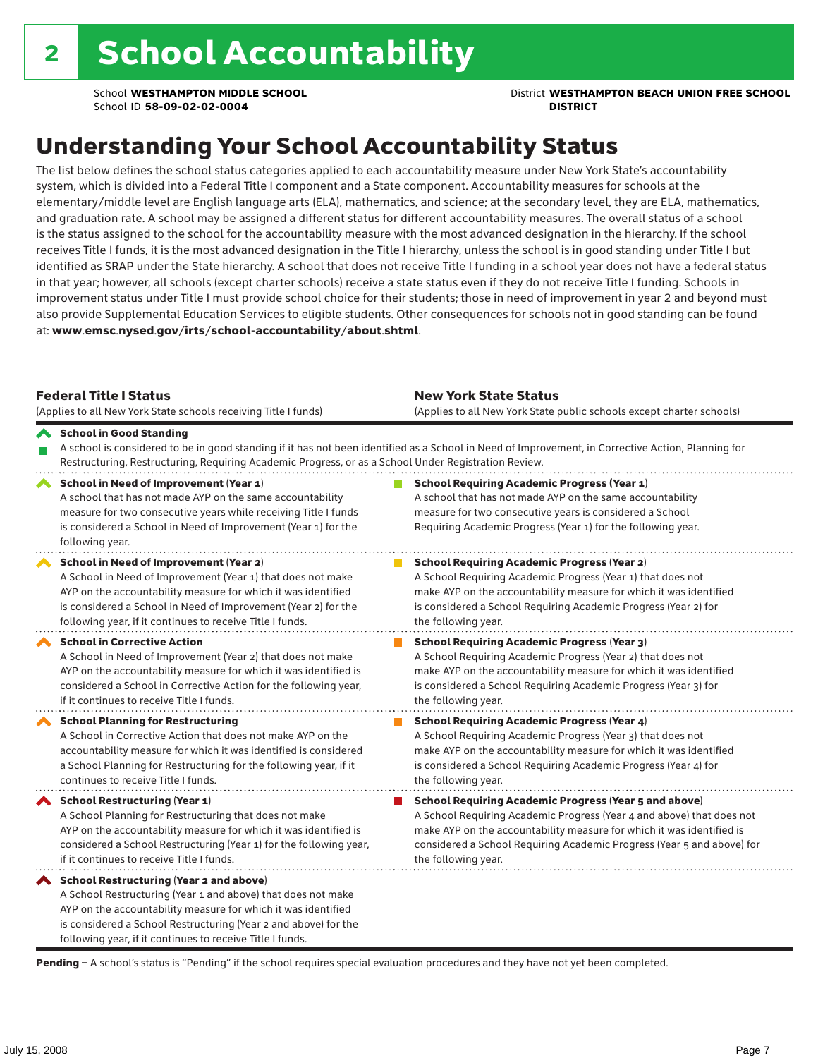# 2 School Accountability

School **WESTHAMPTON MIDDLE SCHOOL**
School ID **58-09-02-02-0004**

District **WESTHAMPTON BEACH UNION FREE SCHOOL DISTRICT**

## Understanding Your School Accountability Status

The list below defines the school status categories applied to each accountability measure under New York State's accountability system, which is divided into a Federal Title I component and a State component. Accountability measures for schools at the elementary/middle level are English language arts (ELA), mathematics, and science; at the secondary level, they are ELA, mathematics, and graduation rate. A school may be assigned a different status for different accountability measures. The overall status of a school is the status assigned to the school for the accountability measure with the most advanced designation in the hierarchy. If the school receives Title I funds, it is the most advanced designation in the Title I hierarchy, unless the school is in good standing under Title I but identified as SRAP under the State hierarchy. A school that does not receive Title I funding in a school year does not have a federal status in that year; however, all schools (except charter schools) receive a state status even if they do not receive Title I funding. Schools in improvement status under Title I must provide school choice for their students; those in need of improvement in year 2 and beyond must also provide Supplemental Education Services to eligible students. Other consequences for schools not in good standing can be found at: **www.emsc.nysed.gov/irts/school-accountability/about.shtml**.

| Federal Title I Status (Applies to all New York State schools receiving Title I funds) | New York State Status (Applies to all New York State public schools except charter schools) |
|---|---|
| **School in Good Standing** A school is considered to be in good standing if it has not been identified as a School in Need of Improvement, in Corrective Action, Planning for Restructuring, Restructuring, Requiring Academic Progress, or as a School Under Registration Review. | |
| **School in Need of Improvement (Year 1)** A school that has not made AYP on the same accountability measure for two consecutive years while receiving Title I funds is considered a School in Need of Improvement (Year 1) for the following year. | **School Requiring Academic Progress (Year 1)** A school that has not made AYP on the same accountability measure for two consecutive years is considered a School Requiring Academic Progress (Year 1) for the following year. |
| **School in Need of Improvement (Year 2)** A School in Need of Improvement (Year 1) that does not make AYP on the accountability measure for which it was identified is considered a School in Need of Improvement (Year 2) for the following year, if it continues to receive Title I funds. | **School Requiring Academic Progress (Year 2)** A School Requiring Academic Progress (Year 1) that does not make AYP on the accountability measure for which it was identified is considered a School Requiring Academic Progress (Year 2) for the following year. |
| **School in Corrective Action** A School in Need of Improvement (Year 2) that does not make AYP on the accountability measure for which it was identified is considered a School in Corrective Action for the following year, if it continues to receive Title I funds. | **School Requiring Academic Progress (Year 3)** A School Requiring Academic Progress (Year 2) that does not make AYP on the accountability measure for which it was identified is considered a School Requiring Academic Progress (Year 3) for the following year. |
| **School Planning for Restructuring** A School in Corrective Action that does not make AYP on the accountability measure for which it was identified is considered a School Planning for Restructuring for the following year, if it continues to receive Title I funds. | **School Requiring Academic Progress (Year 4)** A School Requiring Academic Progress (Year 3) that does not make AYP on the accountability measure for which it was identified is considered a School Requiring Academic Progress (Year 4) for the following year. |
| **School Restructuring (Year 1)** A School Planning for Restructuring that does not make AYP on the accountability measure for which it was identified is considered a School Restructuring (Year 1) for the following year, if it continues to receive Title I funds. | **School Requiring Academic Progress (Year 5 and above)** A School Requiring Academic Progress (Year 4 and above) that does not make AYP on the accountability measure for which it was identified is considered a School Requiring Academic Progress (Year 5 and above) for the following year. |
| **School Restructuring (Year 2 and above)** A School Restructuring (Year 1 and above) that does not make AYP on the accountability measure for which it was identified is considered a School Restructuring (Year 2 and above) for the following year, if it continues to receive Title I funds. | |

**Pending** – A school's status is "Pending" if the school requires special evaluation procedures and they have not yet been completed.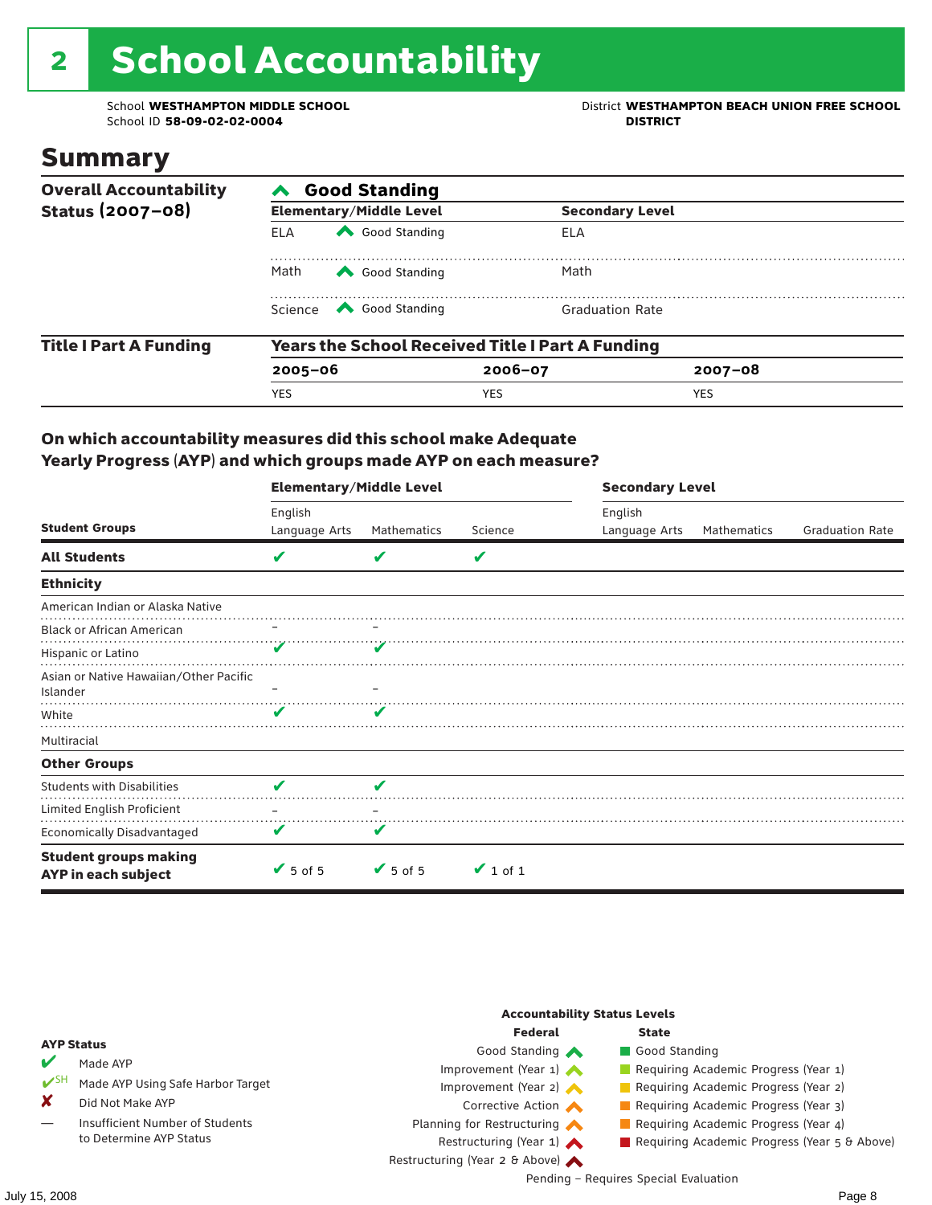# 2 School Accountability

School **WESTHAMPTON MIDDLE SCHOOL**
School ID **58-09-02-02-0004**

District **WESTHAMPTON BEACH UNION FREE SCHOOL DISTRICT**

## Summary

| Overall Accountability Status (2007–08) | Good Standing | | |
|---|---|---|---|
| | **Elementary/Middle Level** | | **Secondary Level** |
| | ELA | Good Standing | ELA |
| | Math | Good Standing | Math |
| | Science | Good Standing | Graduation Rate |

| Title I Part A Funding | Years the School Received Title I Part A Funding | | |
|---|---|---|---|
| | **2005–06** | **2006–07** | **2007–08** |
| | YES | YES | YES |

### On which accountability measures did this school make Adequate Yearly Progress (AYP) and which groups made AYP on each measure?

| Student Groups | Elementary/Middle Level English Language Arts | Elementary/Middle Level Mathematics | Elementary/Middle Level Science | Secondary Level English Language Arts | Secondary Level Mathematics | Secondary Level Graduation Rate |
|---|---|---|---|---|---|---|
| **All Students** | ✔ | ✔ | ✔ | | | |
| **Ethnicity** | | | | | | |
| American Indian or Alaska Native | | | | | | |
| Black or African American | – | – | | | | |
| Hispanic or Latino | ✔ | ✔ | | | | |
| Asian or Native Hawaiian/Other Pacific Islander | – | – | | | | |
| White | ✔ | ✔ | | | | |
| Multiracial | | | | | | |
| **Other Groups** | | | | | | |
| Students with Disabilities | ✔ | ✔ | | | | |
| Limited English Proficient | – | – | | | | |
| Economically Disadvantaged | ✔ | ✔ | | | | |
| **Student groups making AYP in each subject** | ✔ 5 of 5 | ✔ 5 of 5 | ✔ 1 of 1 | | | |

**AYP Status**

- ✔ Made AYP
- ✔SH Made AYP Using Safe Harbor Target
- ✘ Did Not Make AYP
- — Insufficient Number of Students to Determine AYP Status

**Accountability Status Levels**

| Federal | State |
|---|---|
| Good Standing | Good Standing |
| Improvement (Year 1) | Requiring Academic Progress (Year 1) |
| Improvement (Year 2) | Requiring Academic Progress (Year 2) |
| Corrective Action | Requiring Academic Progress (Year 3) |
| Planning for Restructuring | Requiring Academic Progress (Year 4) |
| Restructuring (Year 1) | Requiring Academic Progress (Year 5 & Above) |
| Restructuring (Year 2 & Above) | |

Pending – Requires Special Evaluation

July 15, 2008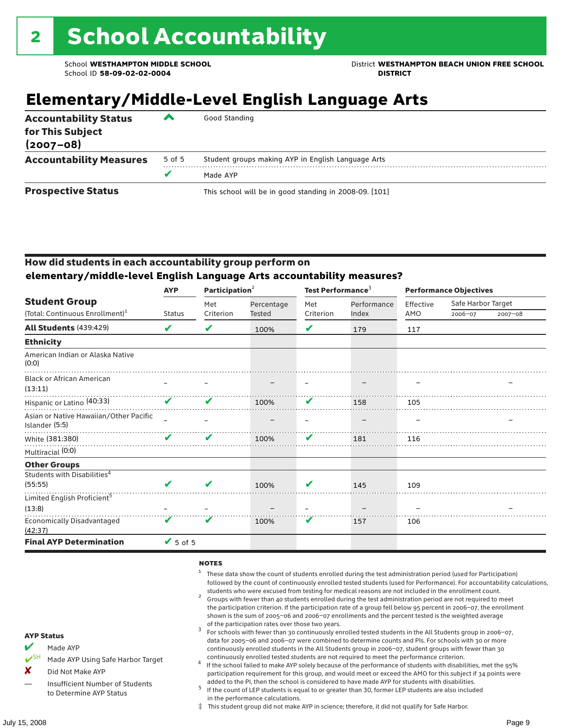# 2 School Accountability

School **WESTHAMPTON MIDDLE SCHOOL**
School ID **58-09-02-02-0004**

District **WESTHAMPTON BEACH UNION FREE SCHOOL DISTRICT**

## Elementary/Middle-Level English Language Arts

| | | |
|---|---|---|
| **Accountability Status for This Subject (2007–08)** | ^ | Good Standing |
| **Accountability Measures** | 5 of 5 | Student groups making AYP in English Language Arts |
| | ✔ | Made AYP |
| **Prospective Status** | | This school will be in good standing in 2008-09. [101] |

### How did students in each accountability group perform on elementary/middle-level English Language Arts accountability measures?

| Student Group (Total: Continuous Enrollment)[1] | AYP Status | Participation[2] Met Criterion | Participation[2] Percentage Tested | Test Performance[3] Met Criterion | Test Performance[3] Performance Index | Performance Objectives Effective AMO | Safe Harbor Target 2006–07 | Safe Harbor Target 2007–08 |
|---|---|---|---|---|---|---|---|---|
| **All Students** (439:429) | ✔ | ✔ | 100% | ✔ | 179 | 117 | | |
| **Ethnicity** | | | | | | | | |
| American Indian or Alaska Native (0:0) | | | | | | | | |
| Black or African American (13:11) | – | – | – | – | – | – | | – |
| Hispanic or Latino (40:33) | ✔ | ✔ | 100% | ✔ | 158 | 105 | | |
| Asian or Native Hawaiian/Other Pacific Islander (5:5) | – | – | – | – | – | – | | – |
| White (381:380) | ✔ | ✔ | 100% | ✔ | 181 | 116 | | |
| Multiracial (0:0) | | | | | | | | |
| **Other Groups** | | | | | | | | |
| Students with Disabilities[4] (55:55) | ✔ | ✔ | 100% | ✔ | 145 | 109 | | |
| Limited English Proficient[5] (13:8) | – | – | – | – | – | – | | – |
| Economically Disadvantaged (42:37) | ✔ | ✔ | 100% | ✔ | 157 | 106 | | |
| **Final AYP Determination** | ✔ 5 of 5 | | | | | | | |

**AYP Status**

- ✔ Made AYP
- ✔SH Made AYP Using Safe Harbor Target
- ✘ Did Not Make AYP
- — Insufficient Number of Students to Determine AYP Status

**NOTES**

1. These data show the count of students enrolled during the test administration period (used for Participation) followed by the count of continuously enrolled tested students (used for Performance). For accountability calculations, students who were excused from testing for medical reasons are not included in the enrollment count.
2. Groups with fewer than 40 students enrolled during the test administration period are not required to meet the participation criterion. If the participation rate of a group fell below 95 percent in 2006–07, the enrollment shown is the sum of 2005–06 and 2006–07 enrollments and the percent tested is the weighted average of the participation rates over those two years.
3. For schools with fewer than 30 continuously enrolled tested students in the All Students group in 2006–07, data for 2005–06 and 2006–07 were combined to determine counts and PIs. For schools with 30 or more continuously enrolled students in the All Students group in 2006–07, student groups with fewer than 30 continuously enrolled tested students are not required to meet the performance criterion.
4. If the school failed to make AYP solely because of the performance of students with disabilities, met the 95% participation requirement for this group, and would meet or exceed the AMO for this subject if 34 points were added to the PI, then the school is considered to have made AYP for students with disabilities.
5. If the count of LEP students is equal to or greater than 30, former LEP students are also included in the performance calculations.

‡ This student group did not make AYP in science; therefore, it did not qualify for Safe Harbor.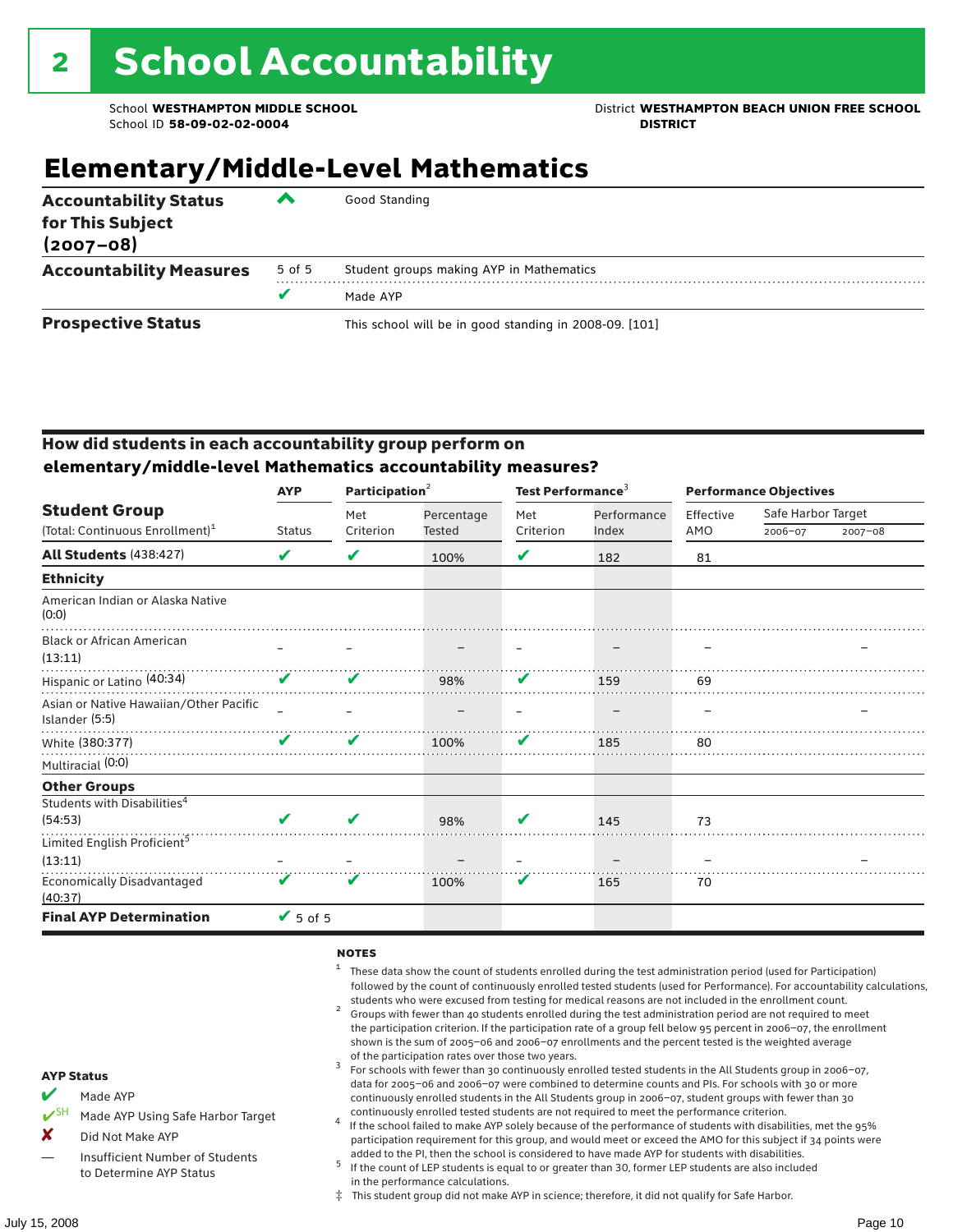# 2 School Accountability

School **WESTHAMPTON MIDDLE SCHOOL**
School ID **58-09-02-02-0004**

District **WESTHAMPTON BEACH UNION FREE SCHOOL DISTRICT**

## Elementary/Middle-Level Mathematics

| | | |
|---|---|---|
| **Accountability Status for This Subject (2007–08)** | ^ | Good Standing |
| **Accountability Measures** | 5 of 5 | Student groups making AYP in Mathematics |
| | ✔ | Made AYP |
| **Prospective Status** | | This school will be in good standing in 2008-09. [101] |

### How did students in each accountability group perform on elementary/middle-level Mathematics accountability measures?

| Student Group (Total: Continuous Enrollment)[1] | AYP Status | Participation[2] Met Criterion | Participation[2] Percentage Tested | Test Performance[3] Met Criterion | Test Performance[3] Performance Index | Performance Objectives Effective AMO | Safe Harbor Target 2006–07 | Safe Harbor Target 2007–08 |
|---|---|---|---|---|---|---|---|---|
| **All Students** (438:427) | ✔ | ✔ | 100% | ✔ | 182 | 81 | | |
| **Ethnicity** | | | | | | | | |
| American Indian or Alaska Native (0:0) | | | | | | | | |
| Black or African American (13:11) | – | – | – | – | – | – | | – |
| Hispanic or Latino (40:34) | ✔ | ✔ | 98% | ✔ | 159 | 69 | | |
| Asian or Native Hawaiian/Other Pacific Islander (5:5) | – | – | – | – | – | – | | – |
| White (380:377) | ✔ | ✔ | 100% | ✔ | 185 | 80 | | |
| Multiracial (0:0) | | | | | | | | |
| **Other Groups** | | | | | | | | |
| Students with Disabilities[4] (54:53) | ✔ | ✔ | 98% | ✔ | 145 | 73 | | |
| Limited English Proficient[5] (13:11) | – | – | – | – | – | – | | – |
| Economically Disadvantaged (40:37) | ✔ | ✔ | 100% | ✔ | 165 | 70 | | |
| **Final AYP Determination** | ✔ 5 of 5 | | | | | | | |

**AYP Status**

- ✔ Made AYP
- ✔SH Made AYP Using Safe Harbor Target
- ✘ Did Not Make AYP
- — Insufficient Number of Students to Determine AYP Status

**NOTES**

1. These data show the count of students enrolled during the test administration period (used for Participation) followed by the count of continuously enrolled tested students (used for Performance). For accountability calculations, students who were excused from testing for medical reasons are not included in the enrollment count.
2. Groups with fewer than 40 students enrolled during the test administration period are not required to meet the participation criterion. If the participation rate of a group fell below 95 percent in 2006–07, the enrollment shown is the sum of 2005–06 and 2006–07 enrollments and the percent tested is the weighted average of the participation rates over those two years.
3. For schools with fewer than 30 continuously enrolled tested students in the All Students group in 2006–07, data for 2005–06 and 2006–07 were combined to determine counts and PIs. For schools with 30 or more continuously enrolled students in the All Students group in 2006–07, student groups with fewer than 30 continuously enrolled tested students are not required to meet the performance criterion.
4. If the school failed to make AYP solely because of the performance of students with disabilities, met the 95% participation requirement for this group, and would meet or exceed the AMO for this subject if 34 points were added to the PI, then the school is considered to have made AYP for students with disabilities.
5. If the count of LEP students is equal to or greater than 30, former LEP students are also included in the performance calculations.

‡ This student group did not make AYP in science; therefore, it did not qualify for Safe Harbor.

July 15, 2008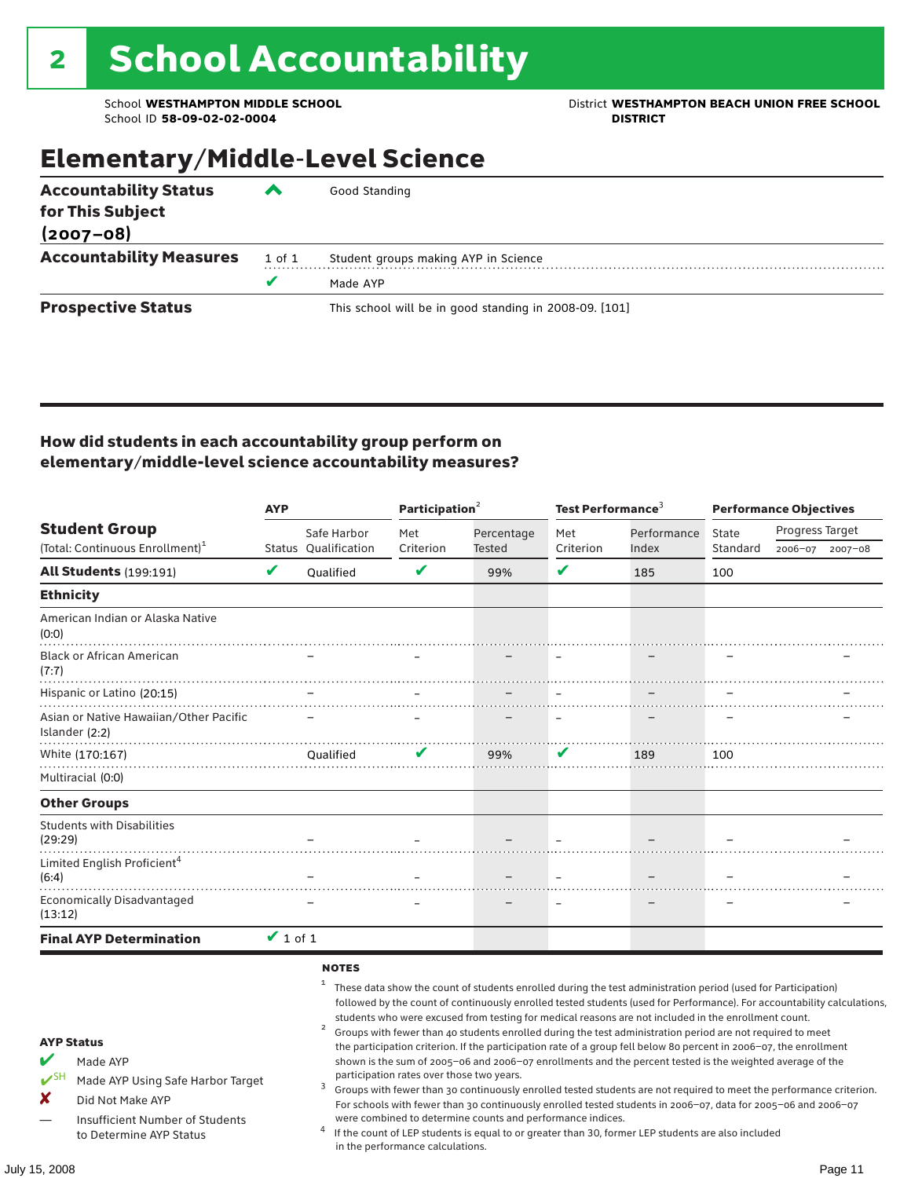# 2 School Accountability

School **WESTHAMPTON MIDDLE SCHOOL**
School ID **58-09-02-02-0004**

District **WESTHAMPTON BEACH UNION FREE SCHOOL DISTRICT**

## Elementary/Middle-Level Science

| | | |
|---|---|---|
| **Accountability Status for This Subject (2007–08)** | ^ | Good Standing |
| **Accountability Measures** | 1 of 1 | Student groups making AYP in Science |
| | ✔ | Made AYP |
| **Prospective Status** | | This school will be in good standing in 2008-09. [101] |

### How did students in each accountability group perform on elementary/middle-level science accountability measures?

| Student Group (Total: Continuous Enrollment)[1] | AYP Status | AYP Safe Harbor Qualification | Participation[2] Met Criterion | Participation[2] Percentage Tested | Test Performance[3] Met Criterion | Test Performance[3] Performance Index | Performance Objectives State Standard | Progress Target 2006–07 | Progress Target 2007–08 |
|---|---|---|---|---|---|---|---|---|---|
| **All Students** (199:191) | ✔ | Qualified | ✔ | 99% | ✔ | 185 | 100 | | |
| **Ethnicity** | | | | | | | | | |
| American Indian or Alaska Native (0:0) | | | | | | | | | |
| Black or African American (7:7) | | – | – | – | – | – | – | | – |
| Hispanic or Latino (20:15) | | – | – | – | – | – | – | | – |
| Asian or Native Hawaiian/Other Pacific Islander (2:2) | | – | – | – | – | – | – | | – |
| White (170:167) | | Qualified | ✔ | 99% | ✔ | 189 | 100 | | |
| Multiracial (0:0) | | | | | | | | | |
| **Other Groups** | | | | | | | | | |
| Students with Disabilities (29:29) | | – | – | – | – | – | – | | – |
| Limited English Proficient[4] (6:4) | | – | – | – | – | – | – | | – |
| Economically Disadvantaged (13:12) | | – | – | – | – | – | – | | – |
| **Final AYP Determination** | ✔ 1 of 1 | | | | | | | | |

**AYP Status**

- ✔ Made AYP
- ✔SH Made AYP Using Safe Harbor Target
- ✘ Did Not Make AYP
- — Insufficient Number of Students to Determine AYP Status

**NOTES**

1. These data show the count of students enrolled during the test administration period (used for Participation) followed by the count of continuously enrolled tested students (used for Performance). For accountability calculations, students who were excused from testing for medical reasons are not included in the enrollment count.
2. Groups with fewer than 40 students enrolled during the test administration period are not required to meet the participation criterion. If the participation rate of a group fell below 80 percent in 2006–07, the enrollment shown is the sum of 2005–06 and 2006–07 enrollments and the percent tested is the weighted average of the participation rates over those two years.
3. Groups with fewer than 30 continuously enrolled tested students are not required to meet the performance criterion. For schools with fewer than 30 continuously enrolled tested students in 2006–07, data for 2005–06 and 2006–07 were combined to determine counts and performance indices.
4. If the count of LEP students is equal to or greater than 30, former LEP students are also included in the performance calculations.

July 15, 2008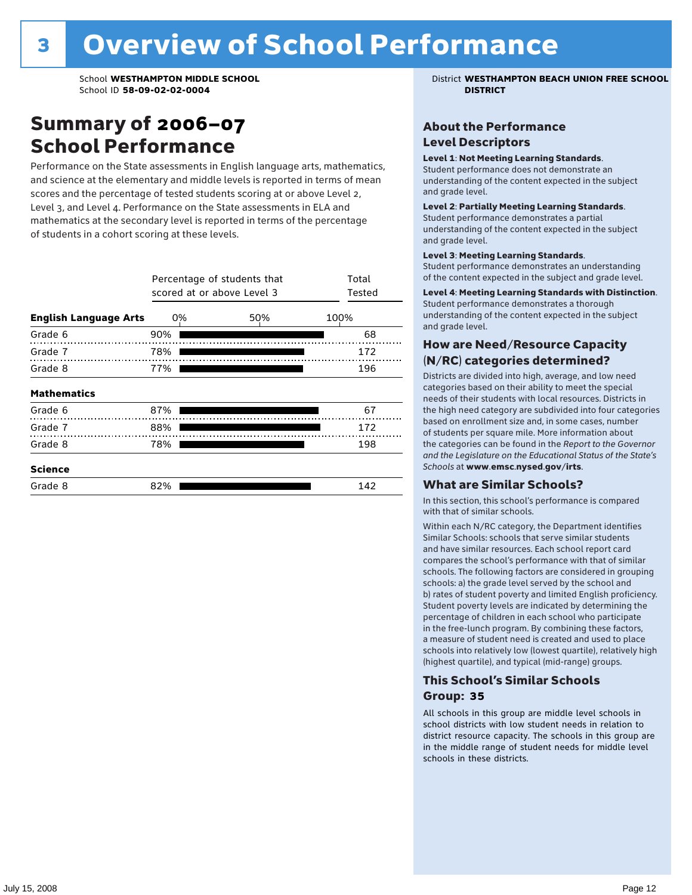# 3 Overview of School Performance

School **WESTHAMPTON MIDDLE SCHOOL**
School ID **58-09-02-02-0004**

District **WESTHAMPTON BEACH UNION FREE SCHOOL DISTRICT**

## Summary of 2006–07 School Performance

Performance on the State assessments in English language arts, mathematics, and science at the elementary and middle levels is reported in terms of mean scores and the percentage of tested students scoring at or above Level 2, Level 3, and Level 4. Performance on the State assessments in ELA and mathematics at the secondary level is reported in terms of the percentage of students in a cohort scoring at these levels.

| | Percentage of students that scored at or above Level 3 | Total Tested |
|---|---|---|
| **English Language Arts** | | |
| Grade 6 | 90% | 68 |
| Grade 7 | 78% | 172 |
| Grade 8 | 77% | 196 |
| **Mathematics** | | |
| Grade 6 | 87% | 67 |
| Grade 7 | 88% | 172 |
| Grade 8 | 78% | 198 |
| **Science** | | |
| Grade 8 | 82% | 142 |

### About the Performance Level Descriptors

**Level 1**: **Not Meeting Learning Standards**. Student performance does not demonstrate an understanding of the content expected in the subject and grade level.

**Level 2**: **Partially Meeting Learning Standards**. Student performance demonstrates a partial understanding of the content expected in the subject and grade level.

**Level 3**: **Meeting Learning Standards**. Student performance demonstrates an understanding of the content expected in the subject and grade level.

**Level 4**: **Meeting Learning Standards with Distinction**. Student performance demonstrates a thorough understanding of the content expected in the subject and grade level.

### How are Need/Resource Capacity (N/RC) categories determined?

Districts are divided into high, average, and low need categories based on their ability to meet the special needs of their students with local resources. Districts in the high need category are subdivided into four categories based on enrollment size and, in some cases, number of students per square mile. More information about the categories can be found in the *Report to the Governor and the Legislature on the Educational Status of the State's Schools* at **www.emsc.nysed.gov/irts**.

### What are Similar Schools?

In this section, this school's performance is compared with that of similar schools.

Within each N/RC category, the Department identifies Similar Schools: schools that serve similar students and have similar resources. Each school report card compares the school's performance with that of similar schools. The following factors are considered in grouping schools: a) the grade level served by the school and b) rates of student poverty and limited English proficiency. Student poverty levels are indicated by determining the percentage of children in each school who participate in the free-lunch program. By combining these factors, a measure of student need is created and used to place schools into relatively low (lowest quartile), relatively high (highest quartile), and typical (mid-range) groups.

### This School's Similar Schools Group: 35

All schools in this group are middle level schools in school districts with low student needs in relation to district resource capacity. The schools in this group are in the middle range of student needs for middle level schools in these districts.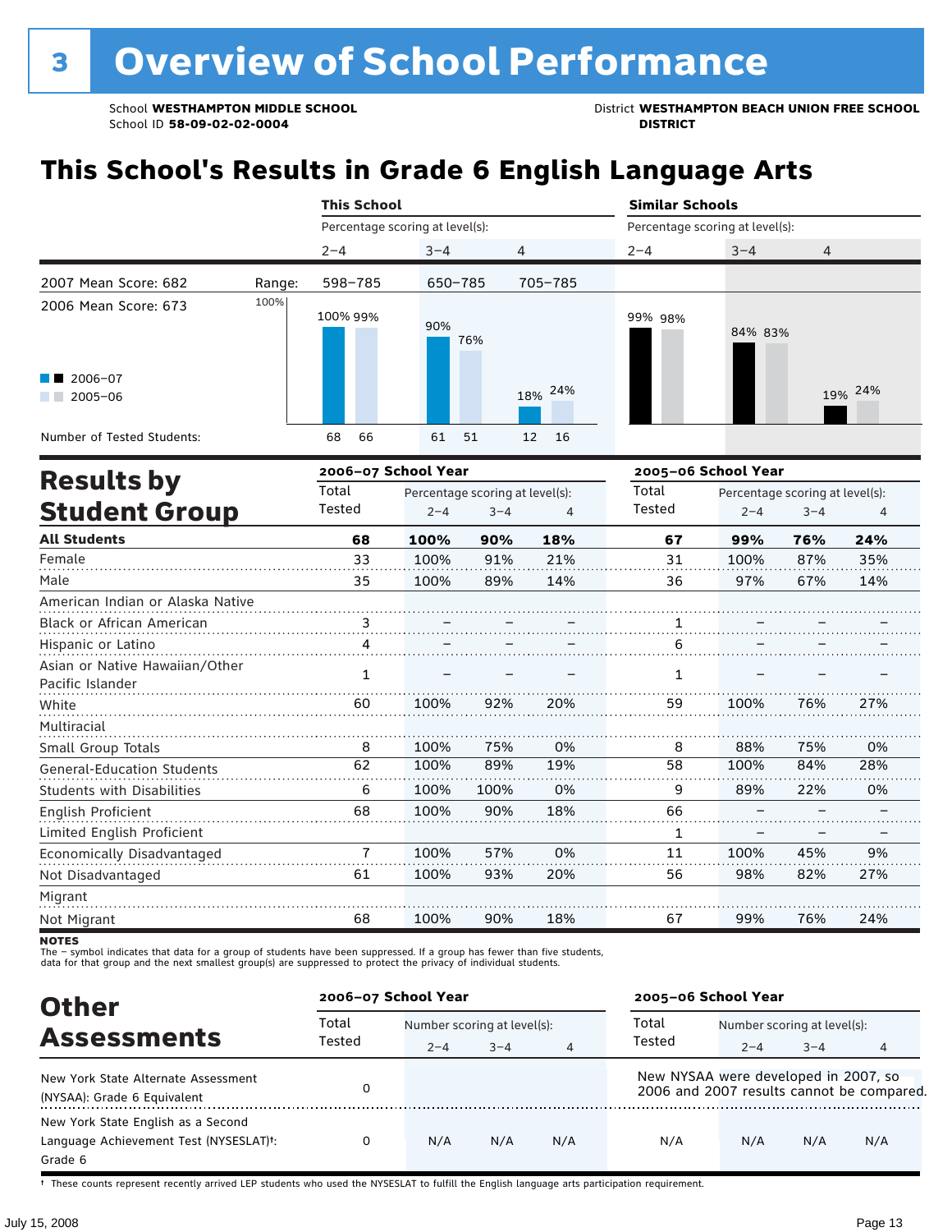# 3 Overview of School Performance

School **WESTHAMPTON MIDDLE SCHOOL**
School ID **58-09-02-02-0004**

District **WESTHAMPTON BEACH UNION FREE SCHOOL DISTRICT**

## This School's Results in Grade 6 English Language Arts

| | This School | | | Similar Schools | | |
|---|---|---|---|---|---|---|
| | Percentage scoring at level(s): | | | Percentage scoring at level(s): | | |
| | 2–4 | 3–4 | 4 | 2–4 | 3–4 | 4 |
| Range: | 598–785 | 650–785 | 705–785 | | | |
| 2006–07 | 100% | 90% | 18% | 99% | 84% | 19% |
| 2005–06 | 99% | 76% | 24% | 98% | 83% | 24% |
| Number of Tested Students (2006–07) | 68 | 61 | 12 | | | |
| Number of Tested Students (2005–06) | 66 | 51 | 16 | | | |

2007 Mean Score: 682
2006 Mean Score: 673

## Results by Student Group

| | 2006–07 School Year | | | | 2005–06 School Year | | | |
|---|---|---|---|---|---|---|---|---|
| | Total Tested | Percentage scoring at level(s): 2–4 | 3–4 | 4 | Total Tested | Percentage scoring at level(s): 2–4 | 3–4 | 4 |
| **All Students** | **68** | **100%** | **90%** | **18%** | **67** | **99%** | **76%** | **24%** |
| Female | 33 | 100% | 91% | 21% | 31 | 100% | 87% | 35% |
| Male | 35 | 100% | 89% | 14% | 36 | 97% | 67% | 14% |
| American Indian or Alaska Native | | | | | | | | |
| Black or African American | 3 | – | – | – | 1 | – | – | – |
| Hispanic or Latino | 4 | – | – | – | 6 | – | – | – |
| Asian or Native Hawaiian/Other Pacific Islander | 1 | – | – | – | 1 | – | – | – |
| White | 60 | 100% | 92% | 20% | 59 | 100% | 76% | 27% |
| Multiracial | | | | | | | | |
| Small Group Totals | 8 | 100% | 75% | 0% | 8 | 88% | 75% | 0% |
| General-Education Students | 62 | 100% | 89% | 19% | 58 | 100% | 84% | 28% |
| Students with Disabilities | 6 | 100% | 100% | 0% | 9 | 89% | 22% | 0% |
| English Proficient | 68 | 100% | 90% | 18% | 66 | – | – | – |
| Limited English Proficient | | | | | 1 | – | – | – |
| Economically Disadvantaged | 7 | 100% | 57% | 0% | 11 | 100% | 45% | 9% |
| Not Disadvantaged | 61 | 100% | 93% | 20% | 56 | 98% | 82% | 27% |
| Migrant | | | | | | | | |
| Not Migrant | 68 | 100% | 90% | 18% | 67 | 99% | 76% | 24% |

**NOTES**
The – symbol indicates that data for a group of students have been suppressed. If a group has fewer than five students, data for that group and the next smallest group(s) are suppressed to protect the privacy of individual students.

## Other Assessments

| | 2006–07 School Year | | | | 2005–06 School Year | | | |
|---|---|---|---|---|---|---|---|---|
| | Total Tested | Number scoring at level(s): 2–4 | 3–4 | 4 | Total Tested | Number scoring at level(s): 2–4 | 3–4 | 4 |
| New York State Alternate Assessment (NYSAA): Grade 6 Equivalent | 0 | | | | New NYSAA were developed in 2007, so 2006 and 2007 results cannot be compared. | | | |
| New York State English as a Second Language Achievement Test (NYSESLAT)†: Grade 6 | 0 | N/A | N/A | N/A | N/A | N/A | N/A | N/A |

† These counts represent recently arrived LEP students who used the NYSESLAT to fulfill the English language arts participation requirement.

July 15, 2008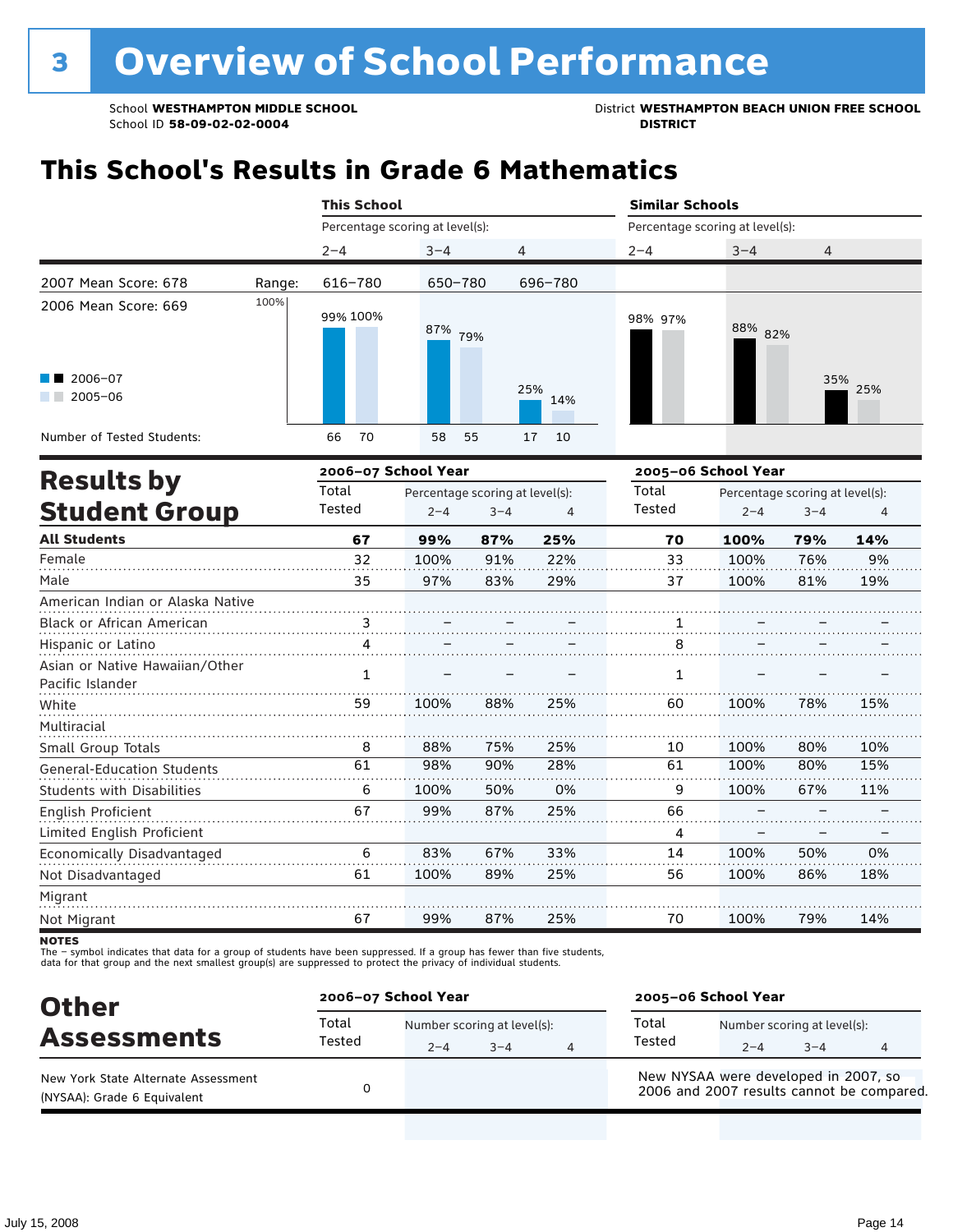# 3 Overview of School Performance

School **WESTHAMPTON MIDDLE SCHOOL**
School ID **58-09-02-02-0004**

District **WESTHAMPTON BEACH UNION FREE SCHOOL DISTRICT**

## This School's Results in Grade 6 Mathematics

| | This School: Percentage scoring at level(s): 2–4 | 3–4 | 4 | Similar Schools: Percentage scoring at level(s): 2–4 | 3–4 | 4 |
|---|---|---|---|---|---|---|
| 2007 Mean Score: 678 — Range: | 616–780 | 650–780 | 696–780 | | | |
| 2006–07 | 99% | 87% | 25% | 98% | 88% | 35% |
| 2005–06 | 100% | 79% | 14% | 97% | 82% | 25% |
| Number of Tested Students: 2006–07 | 66 | 58 | 17 | | | |
| Number of Tested Students: 2005–06 | 70 | 55 | 10 | | | |

2006 Mean Score: 669

## Results by Student Group

| | 2006–07 School Year: Total Tested | Percentage scoring at level(s): 2–4 | 3–4 | 4 | 2005–06 School Year: Total Tested | Percentage scoring at level(s): 2–4 | 3–4 | 4 |
|---|---|---|---|---|---|---|---|---|
| **All Students** | **67** | **99%** | **87%** | **25%** | **70** | **100%** | **79%** | **14%** |
| Female | 32 | 100% | 91% | 22% | 33 | 100% | 76% | 9% |
| Male | 35 | 97% | 83% | 29% | 37 | 100% | 81% | 19% |
| American Indian or Alaska Native | | | | | | | | |
| Black or African American | 3 | – | – | – | 1 | – | – | – |
| Hispanic or Latino | 4 | – | – | – | 8 | – | – | – |
| Asian or Native Hawaiian/Other Pacific Islander | 1 | – | – | – | 1 | – | – | – |
| White | 59 | 100% | 88% | 25% | 60 | 100% | 78% | 15% |
| Multiracial | | | | | | | | |
| Small Group Totals | 8 | 88% | 75% | 25% | 10 | 100% | 80% | 10% |
| General-Education Students | 61 | 98% | 90% | 28% | 61 | 100% | 80% | 15% |
| Students with Disabilities | 6 | 100% | 50% | 0% | 9 | 100% | 67% | 11% |
| English Proficient | 67 | 99% | 87% | 25% | 66 | – | – | – |
| Limited English Proficient | | | | | 4 | – | – | – |
| Economically Disadvantaged | 6 | 83% | 67% | 33% | 14 | 100% | 50% | 0% |
| Not Disadvantaged | 61 | 100% | 89% | 25% | 56 | 100% | 86% | 18% |
| Migrant | | | | | | | | |
| Not Migrant | 67 | 99% | 87% | 25% | 70 | 100% | 79% | 14% |

**NOTES**
The – symbol indicates that data for a group of students have been suppressed. If a group has fewer than five students, data for that group and the next smallest group(s) are suppressed to protect the privacy of individual students.

## Other Assessments

| | 2006–07 School Year: Total Tested | Number scoring at level(s): 2–4 | 3–4 | 4 | 2005–06 School Year: Total Tested | Number scoring at level(s): 2–4 | 3–4 | 4 |
|---|---|---|---|---|---|---|---|---|
| New York State Alternate Assessment (NYSAA): Grade 6 Equivalent | 0 | | | | New NYSAA were developed in 2007, so 2006 and 2007 results cannot be compared. | | | |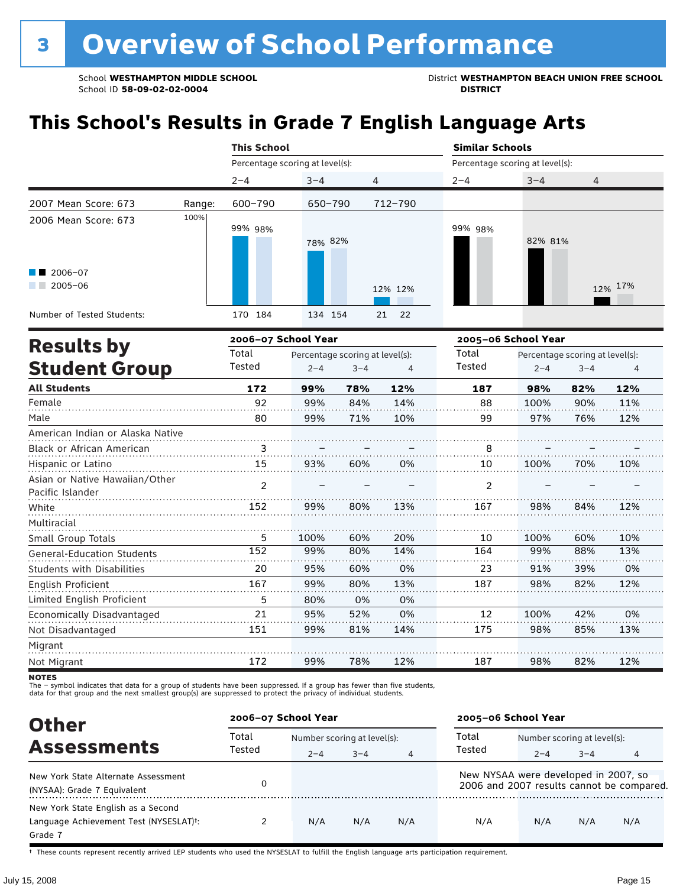# 3 Overview of School Performance

School **WESTHAMPTON MIDDLE SCHOOL**
School ID **58-09-02-02-0004**

District **WESTHAMPTON BEACH UNION FREE SCHOOL DISTRICT**

## This School's Results in Grade 7 English Language Arts

| | | This School | | | Similar Schools | | |
|---|---|---|---|---|---|---|---|
| | | Percentage scoring at level(s): | | | Percentage scoring at level(s): | | |
| | | 2–4 | 3–4 | 4 | 2–4 | 3–4 | 4 |
| 2007 Mean Score: 673 | Range: | 600–790 | 650–790 | 712–790 | | | |
| 2006 Mean Score: 673 | | | | | | | |
| 2006–07 | | 99% | 78% | 12% | 99% | 82% | 12% |
| 2005–06 | | 98% | 82% | 12% | 98% | 81% | 17% |
| Number of Tested Students: 2006–07 | | 170 | 134 | 21 | | | |
| Number of Tested Students: 2005–06 | | 184 | 154 | 22 | | | |

## Results by Student Group

| | 2006–07 School Year | | | | 2005–06 School Year | | | |
|---|---|---|---|---|---|---|---|---|
| | Total Tested | Percentage scoring at level(s): 2–4 | 3–4 | 4 | Total Tested | Percentage scoring at level(s): 2–4 | 3–4 | 4 |
| **All Students** | **172** | **99%** | **78%** | **12%** | **187** | **98%** | **82%** | **12%** |
| Female | 92 | 99% | 84% | 14% | 88 | 100% | 90% | 11% |
| Male | 80 | 99% | 71% | 10% | 99 | 97% | 76% | 12% |
| American Indian or Alaska Native | | | | | | | | |
| Black or African American | 3 | – | – | – | 8 | – | – | – |
| Hispanic or Latino | 15 | 93% | 60% | 0% | 10 | 100% | 70% | 10% |
| Asian or Native Hawaiian/Other Pacific Islander | 2 | – | – | – | 2 | – | – | – |
| White | 152 | 99% | 80% | 13% | 167 | 98% | 84% | 12% |
| Multiracial | | | | | | | | |
| Small Group Totals | 5 | 100% | 60% | 20% | 10 | 100% | 60% | 10% |
| General-Education Students | 152 | 99% | 80% | 14% | 164 | 99% | 88% | 13% |
| Students with Disabilities | 20 | 95% | 60% | 0% | 23 | 91% | 39% | 0% |
| English Proficient | 167 | 99% | 80% | 13% | 187 | 98% | 82% | 12% |
| Limited English Proficient | 5 | 80% | 0% | 0% | | | | |
| Economically Disadvantaged | 21 | 95% | 52% | 0% | 12 | 100% | 42% | 0% |
| Not Disadvantaged | 151 | 99% | 81% | 14% | 175 | 98% | 85% | 13% |
| Migrant | | | | | | | | |
| Not Migrant | 172 | 99% | 78% | 12% | 187 | 98% | 82% | 12% |

**NOTES**
The – symbol indicates that data for a group of students have been suppressed. If a group has fewer than five students, data for that group and the next smallest group(s) are suppressed to protect the privacy of individual students.

## Other Assessments

| | 2006–07 School Year | | | | 2005–06 School Year | | | |
|---|---|---|---|---|---|---|---|---|
| | Total Tested | Number scoring at level(s): 2–4 | 3–4 | 4 | Total Tested | Number scoring at level(s): 2–4 | 3–4 | 4 |
| New York State Alternate Assessment (NYSAA): Grade 7 Equivalent | 0 | | | | New NYSAA were developed in 2007, so 2006 and 2007 results cannot be compared. | | | |
| New York State English as a Second Language Achievement Test (NYSESLAT)†: Grade 7 | 2 | N/A | N/A | N/A | N/A | N/A | N/A | N/A |

† These counts represent recently arrived LEP students who used the NYSESLAT to fulfill the English language arts participation requirement.

July 15, 2008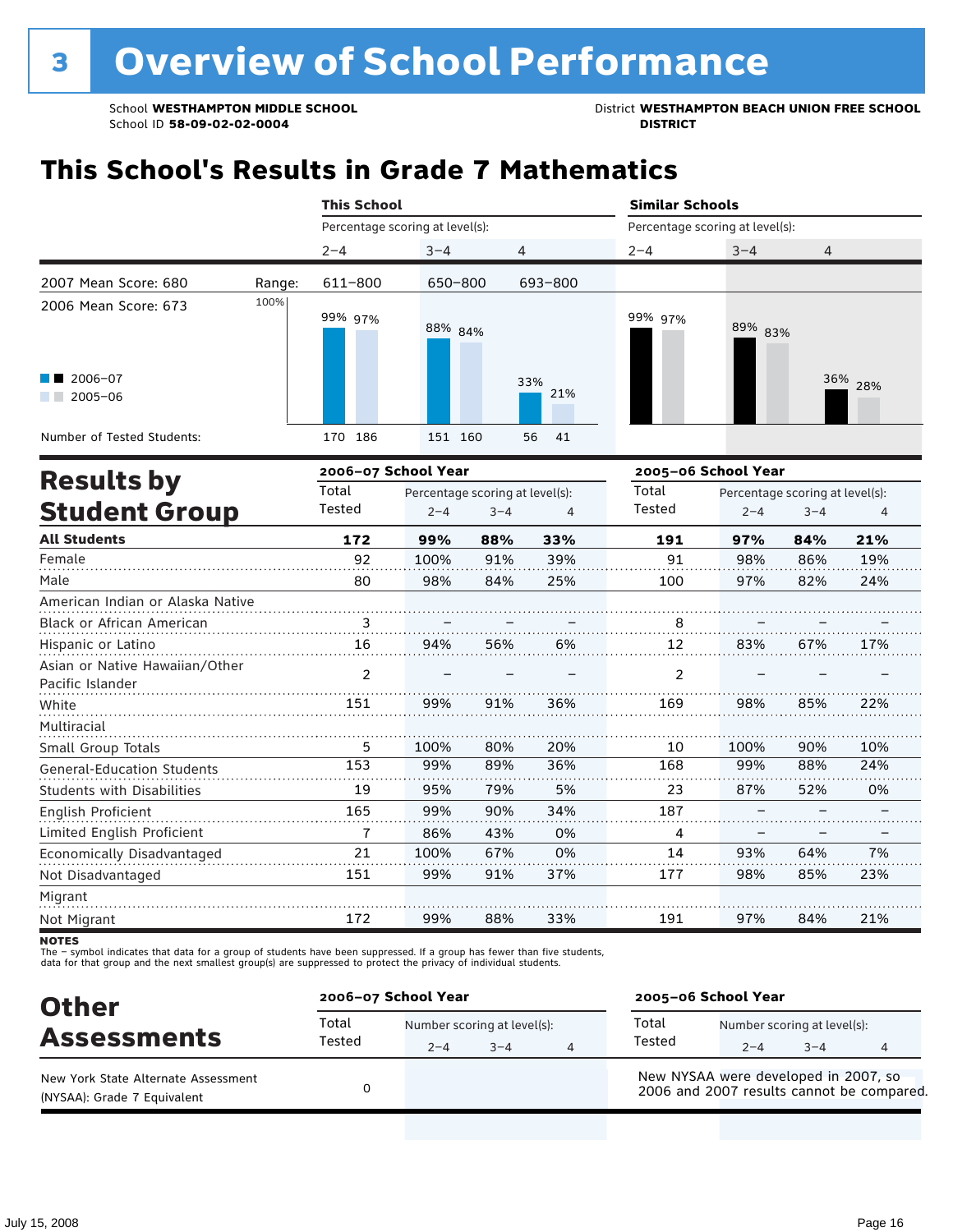# 3 Overview of School Performance

School **WESTHAMPTON MIDDLE SCHOOL**
School ID **58-09-02-02-0004**

District **WESTHAMPTON BEACH UNION FREE SCHOOL DISTRICT**

## This School's Results in Grade 7 Mathematics

| | This School | | | Similar Schools | | |
|---|---|---|---|---|---|---|
| | Percentage scoring at level(s): | | | Percentage scoring at level(s): | | |
| | 2–4 | 3–4 | 4 | 2–4 | 3–4 | 4 |
| Range: | 611–800 | 650–800 | 693–800 | | | |
| 2006–07 | 99% | 88% | 33% | 99% | 89% | 36% |
| 2005–06 | 97% | 84% | 21% | 97% | 83% | 28% |
| Number of Tested Students (2006–07) | 170 | 151 | 56 | | | |
| Number of Tested Students (2005–06) | 186 | 160 | 41 | | | |

2007 Mean Score: 680
2006 Mean Score: 673

## Results by Student Group

| | 2006–07 School Year | | | | 2005–06 School Year | | | |
|---|---|---|---|---|---|---|---|---|
| | Total Tested | Percentage scoring at level(s): 2–4 | 3–4 | 4 | Total Tested | Percentage scoring at level(s): 2–4 | 3–4 | 4 |
| **All Students** | **172** | **99%** | **88%** | **33%** | **191** | **97%** | **84%** | **21%** |
| Female | 92 | 100% | 91% | 39% | 91 | 98% | 86% | 19% |
| Male | 80 | 98% | 84% | 25% | 100 | 97% | 82% | 24% |
| American Indian or Alaska Native | | | | | | | | |
| Black or African American | 3 | – | – | – | 8 | – | – | – |
| Hispanic or Latino | 16 | 94% | 56% | 6% | 12 | 83% | 67% | 17% |
| Asian or Native Hawaiian/Other Pacific Islander | 2 | – | – | – | 2 | – | – | – |
| White | 151 | 99% | 91% | 36% | 169 | 98% | 85% | 22% |
| Multiracial | | | | | | | | |
| Small Group Totals | 5 | 100% | 80% | 20% | 10 | 100% | 90% | 10% |
| General-Education Students | 153 | 99% | 89% | 36% | 168 | 99% | 88% | 24% |
| Students with Disabilities | 19 | 95% | 79% | 5% | 23 | 87% | 52% | 0% |
| English Proficient | 165 | 99% | 90% | 34% | 187 | – | – | – |
| Limited English Proficient | 7 | 86% | 43% | 0% | 4 | – | – | – |
| Economically Disadvantaged | 21 | 100% | 67% | 0% | 14 | 93% | 64% | 7% |
| Not Disadvantaged | 151 | 99% | 91% | 37% | 177 | 98% | 85% | 23% |
| Migrant | | | | | | | | |
| Not Migrant | 172 | 99% | 88% | 33% | 191 | 97% | 84% | 21% |

**NOTES**
The – symbol indicates that data for a group of students have been suppressed. If a group has fewer than five students, data for that group and the next smallest group(s) are suppressed to protect the privacy of individual students.

## Other Assessments

| | 2006–07 School Year | | | | 2005–06 School Year | | | |
|---|---|---|---|---|---|---|---|---|
| | Total Tested | Number scoring at level(s): 2–4 | 3–4 | 4 | Total Tested | Number scoring at level(s): 2–4 | 3–4 | 4 |
| New York State Alternate Assessment (NYSAA): Grade 7 Equivalent | 0 | | | | New NYSAA were developed in 2007, so 2006 and 2007 results cannot be compared. | | | |

July 15, 2008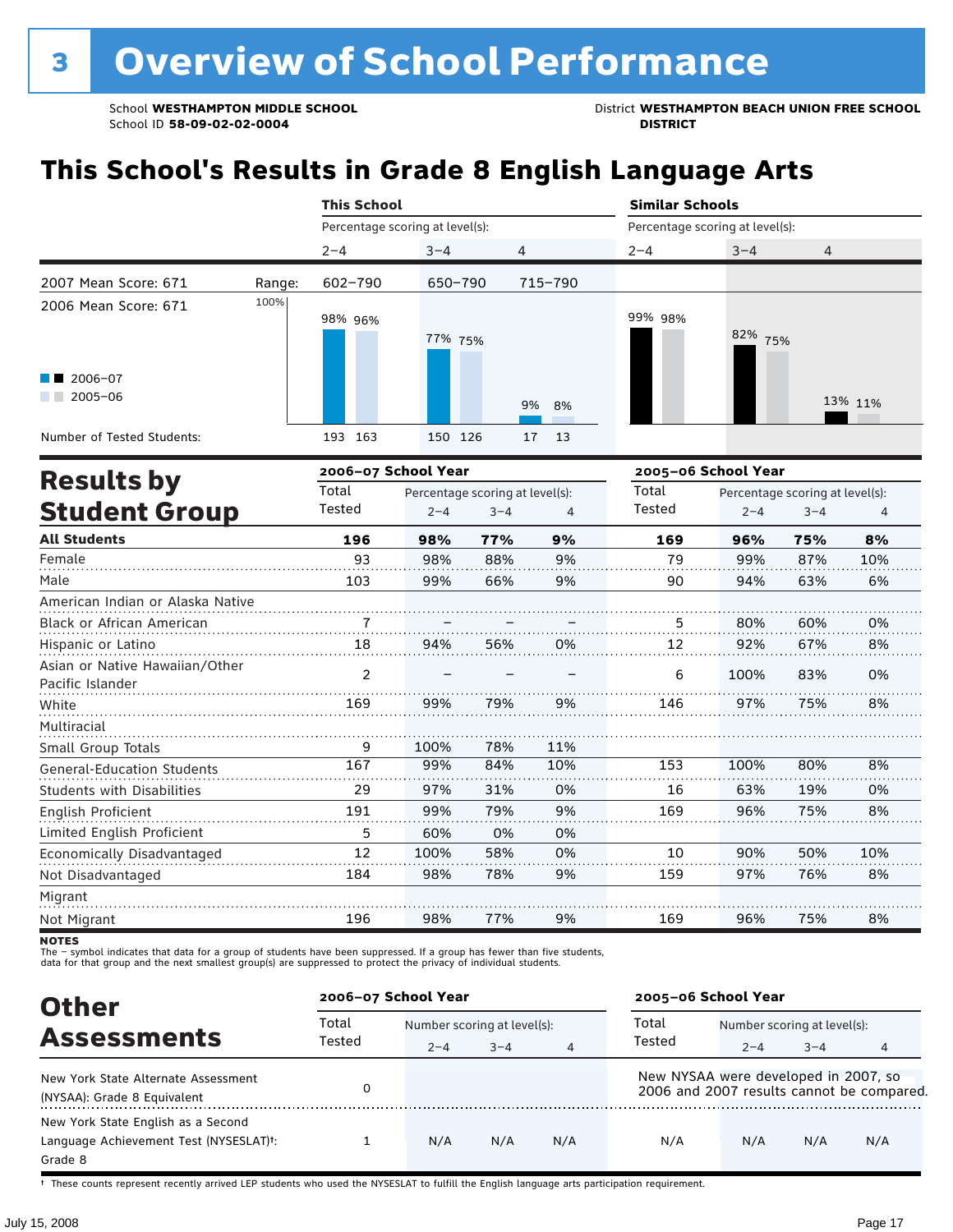# 3 Overview of School Performance

School **WESTHAMPTON MIDDLE SCHOOL**
School ID **58-09-02-02-0004**

District **WESTHAMPTON BEACH UNION FREE SCHOOL DISTRICT**

## This School's Results in Grade 8 English Language Arts

| | This School | | | Similar Schools | | |
|---|---|---|---|---|---|---|
| Percentage scoring at level(s): | 2–4 | 3–4 | 4 | 2–4 | 3–4 | 4 |
| Range: | 602–790 | 650–790 | 715–790 | | | |
| 2006–07 | 98% | 77% | 9% | 99% | 82% | 13% |
| 2005–06 | 96% | 75% | 8% | 98% | 75% | 11% |
| Number of Tested Students (2006–07) | 193 | 150 | 17 | | | |
| Number of Tested Students (2005–06) | 163 | 126 | 13 | | | |

2007 Mean Score: 671
2006 Mean Score: 671

## Results by Student Group

| | 2006–07 School Year | | | | 2005–06 School Year | | | |
|---|---|---|---|---|---|---|---|---|
| | Total Tested | Percentage scoring at level(s): 2–4 | 3–4 | 4 | Total Tested | Percentage scoring at level(s): 2–4 | 3–4 | 4 |
| **All Students** | **196** | **98%** | **77%** | **9%** | **169** | **96%** | **75%** | **8%** |
| Female | 93 | 98% | 88% | 9% | 79 | 99% | 87% | 10% |
| Male | 103 | 99% | 66% | 9% | 90 | 94% | 63% | 6% |
| American Indian or Alaska Native | | | | | | | | |
| Black or African American | 7 | – | – | – | 5 | 80% | 60% | 0% |
| Hispanic or Latino | 18 | 94% | 56% | 0% | 12 | 92% | 67% | 8% |
| Asian or Native Hawaiian/Other Pacific Islander | 2 | – | – | – | 6 | 100% | 83% | 0% |
| White | 169 | 99% | 79% | 9% | 146 | 97% | 75% | 8% |
| Multiracial | | | | | | | | |
| Small Group Totals | 9 | 100% | 78% | 11% | | | | |
| General-Education Students | 167 | 99% | 84% | 10% | 153 | 100% | 80% | 8% |
| Students with Disabilities | 29 | 97% | 31% | 0% | 16 | 63% | 19% | 0% |
| English Proficient | 191 | 99% | 79% | 9% | 169 | 96% | 75% | 8% |
| Limited English Proficient | 5 | 60% | 0% | 0% | | | | |
| Economically Disadvantaged | 12 | 100% | 58% | 0% | 10 | 90% | 50% | 10% |
| Not Disadvantaged | 184 | 98% | 78% | 9% | 159 | 97% | 76% | 8% |
| Migrant | | | | | | | | |
| Not Migrant | 196 | 98% | 77% | 9% | 169 | 96% | 75% | 8% |

**NOTES**
The – symbol indicates that data for a group of students have been suppressed. If a group has fewer than five students, data for that group and the next smallest group(s) are suppressed to protect the privacy of individual students.

## Other Assessments

| | 2006–07 School Year | | | | 2005–06 School Year | | | |
|---|---|---|---|---|---|---|---|---|
| | Total Tested | Number scoring at level(s): 2–4 | 3–4 | 4 | Total Tested | Number scoring at level(s): 2–4 | 3–4 | 4 |
| New York State Alternate Assessment (NYSAA): Grade 8 Equivalent | 0 | | | | New NYSAA were developed in 2007, so 2006 and 2007 results cannot be compared. | | | |
| New York State English as a Second Language Achievement Test (NYSESLAT)†: Grade 8 | 1 | N/A | N/A | N/A | N/A | N/A | N/A | N/A |

† These counts represent recently arrived LEP students who used the NYSESLAT to fulfill the English language arts participation requirement.

July 15, 2008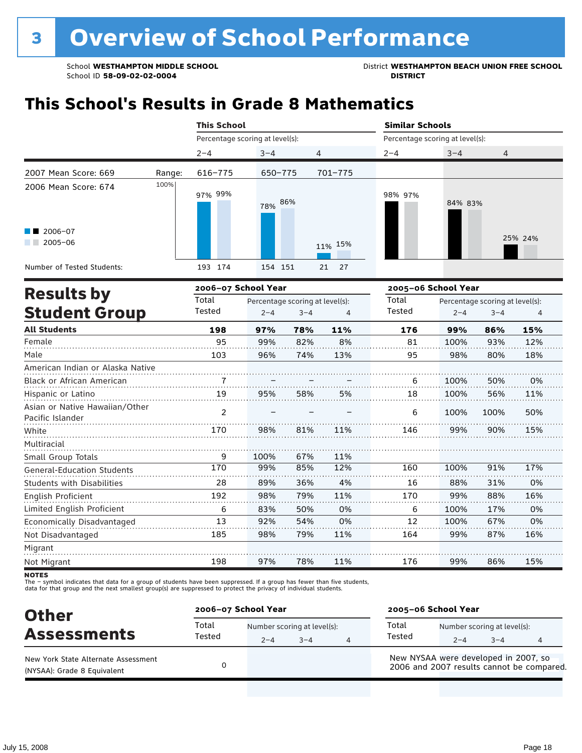# 3 Overview of School Performance

School **WESTHAMPTON MIDDLE SCHOOL**
School ID **58-09-02-02-0004**

District **WESTHAMPTON BEACH UNION FREE SCHOOL DISTRICT**

## This School's Results in Grade 8 Mathematics

| | This School | | | Similar Schools | | |
|---|---|---|---|---|---|---|
| | Percentage scoring at level(s): | | | Percentage scoring at level(s): | | |
| | 2–4 | 3–4 | 4 | 2–4 | 3–4 | 4 |
| 2007 Mean Score: 669 — Range: | 616–775 | 650–775 | 701–775 | | | |
| 2006 Mean Score: 674 | | | | | | |
| 2006–07 | 97% | 78% | 11% | 98% | 84% | 25% |
| 2005–06 | 99% | 86% | 15% | 97% | 83% | 24% |
| Number of Tested Students: 2006–07 | 193 | 154 | 21 | | | |
| Number of Tested Students: 2005–06 | 174 | 151 | 27 | | | |

## Results by Student Group

| | 2006–07 School Year | | | | 2005–06 School Year | | | |
|---|---|---|---|---|---|---|---|---|
| | Total Tested | Percentage scoring at level(s): 2–4 | 3–4 | 4 | Total Tested | Percentage scoring at level(s): 2–4 | 3–4 | 4 |
| **All Students** | **198** | **97%** | **78%** | **11%** | **176** | **99%** | **86%** | **15%** |
| Female | 95 | 99% | 82% | 8% | 81 | 100% | 93% | 12% |
| Male | 103 | 96% | 74% | 13% | 95 | 98% | 80% | 18% |
| American Indian or Alaska Native | | | | | | | | |
| Black or African American | 7 | – | – | – | 6 | 100% | 50% | 0% |
| Hispanic or Latino | 19 | 95% | 58% | 5% | 18 | 100% | 56% | 11% |
| Asian or Native Hawaiian/Other Pacific Islander | 2 | – | – | – | 6 | 100% | 100% | 50% |
| White | 170 | 98% | 81% | 11% | 146 | 99% | 90% | 15% |
| Multiracial | | | | | | | | |
| Small Group Totals | 9 | 100% | 67% | 11% | | | | |
| General-Education Students | 170 | 99% | 85% | 12% | 160 | 100% | 91% | 17% |
| Students with Disabilities | 28 | 89% | 36% | 4% | 16 | 88% | 31% | 0% |
| English Proficient | 192 | 98% | 79% | 11% | 170 | 99% | 88% | 16% |
| Limited English Proficient | 6 | 83% | 50% | 0% | 6 | 100% | 17% | 0% |
| Economically Disadvantaged | 13 | 92% | 54% | 0% | 12 | 100% | 67% | 0% |
| Not Disadvantaged | 185 | 98% | 79% | 11% | 164 | 99% | 87% | 16% |
| Migrant | | | | | | | | |
| Not Migrant | 198 | 97% | 78% | 11% | 176 | 99% | 86% | 15% |

**NOTES**
The – symbol indicates that data for a group of students have been suppressed. If a group has fewer than five students, data for that group and the next smallest group(s) are suppressed to protect the privacy of individual students.

## Other Assessments

| | 2006–07 School Year | | | | 2005–06 School Year | | | |
|---|---|---|---|---|---|---|---|---|
| | Total Tested | Number scoring at level(s): 2–4 | 3–4 | 4 | Total Tested | Number scoring at level(s): 2–4 | 3–4 | 4 |
| New York State Alternate Assessment (NYSAA): Grade 8 Equivalent | 0 | | | | New NYSAA were developed in 2007, so 2006 and 2007 results cannot be compared. | | | |

July 15, 2008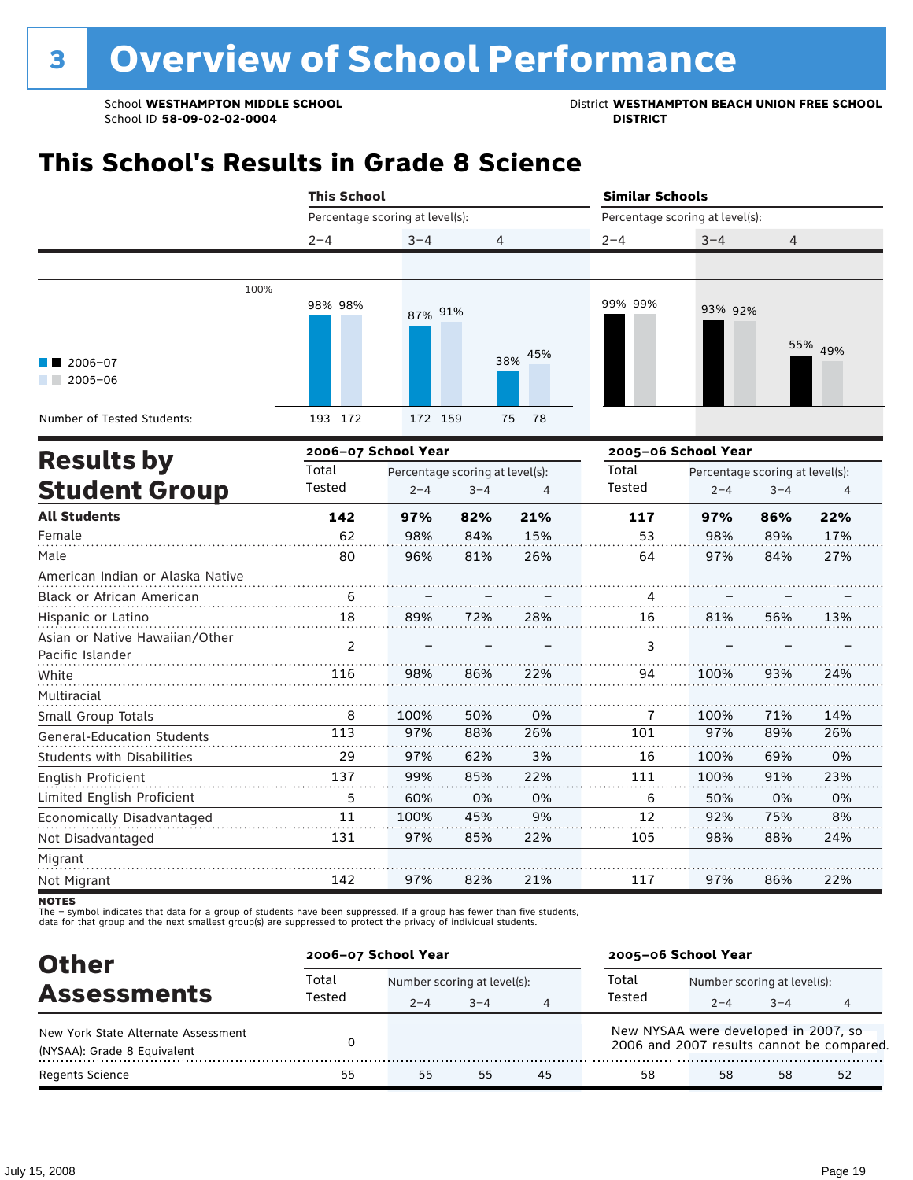# 3 Overview of School Performance

School **WESTHAMPTON MIDDLE SCHOOL**
School ID **58-09-02-02-0004**

District **WESTHAMPTON BEACH UNION FREE SCHOOL DISTRICT**

## This School's Results in Grade 8 Science

This School

Percentage scoring at level(s):

2–4 3–4 4

Similar Schools

Percentage scoring at level(s):

2–4 3–4 4

100%

2006–07
2005–06

This School: 2–4: 98% 98%; 3–4: 87% 91%; 4: 38% 45%

Similar Schools: 2–4: 99% 99%; 3–4: 93% 92%; 4: 55% 49%

Number of Tested Students: 193 172 172 159 75 78

## Results by Student Group

| | 2006–07 School Year | | | | 2005–06 School Year | | | |
|---|---|---|---|---|---|---|---|---|
| | Total Tested | Percentage scoring at level(s): 2–4 | 3–4 | 4 | Total Tested | Percentage scoring at level(s): 2–4 | 3–4 | 4 |
| **All Students** | **142** | **97%** | **82%** | **21%** | **117** | **97%** | **86%** | **22%** |
| Female | 62 | 98% | 84% | 15% | 53 | 98% | 89% | 17% |
| Male | 80 | 96% | 81% | 26% | 64 | 97% | 84% | 27% |
| American Indian or Alaska Native | | | | | | | | |
| Black or African American | 6 | – | – | – | 4 | – | – | – |
| Hispanic or Latino | 18 | 89% | 72% | 28% | 16 | 81% | 56% | 13% |
| Asian or Native Hawaiian/Other Pacific Islander | 2 | – | – | – | 3 | – | – | – |
| White | 116 | 98% | 86% | 22% | 94 | 100% | 93% | 24% |
| Multiracial | | | | | | | | |
| Small Group Totals | 8 | 100% | 50% | 0% | 7 | 100% | 71% | 14% |
| General-Education Students | 113 | 97% | 88% | 26% | 101 | 97% | 89% | 26% |
| Students with Disabilities | 29 | 97% | 62% | 3% | 16 | 100% | 69% | 0% |
| English Proficient | 137 | 99% | 85% | 22% | 111 | 100% | 91% | 23% |
| Limited English Proficient | 5 | 60% | 0% | 0% | 6 | 50% | 0% | 0% |
| Economically Disadvantaged | 11 | 100% | 45% | 9% | 12 | 92% | 75% | 8% |
| Not Disadvantaged | 131 | 97% | 85% | 22% | 105 | 98% | 88% | 24% |
| Migrant | | | | | | | | |
| Not Migrant | 142 | 97% | 82% | 21% | 117 | 97% | 86% | 22% |

**NOTES**
The – symbol indicates that data for a group of students have been suppressed. If a group has fewer than five students, data for that group and the next smallest group(s) are suppressed to protect the privacy of individual students.

## Other Assessments

| | 2006–07 School Year | | | | 2005–06 School Year | | | |
|---|---|---|---|---|---|---|---|---|
| | Total Tested | Number scoring at level(s): 2–4 | 3–4 | 4 | Total Tested | Number scoring at level(s): 2–4 | 3–4 | 4 |
| New York State Alternate Assessment (NYSAA): Grade 8 Equivalent | 0 | | | | New NYSAA were developed in 2007, so 2006 and 2007 results cannot be compared. | | | |
| Regents Science | 55 | 55 | 55 | 45 | 58 | 58 | 58 | 52 |

July 15, 2008